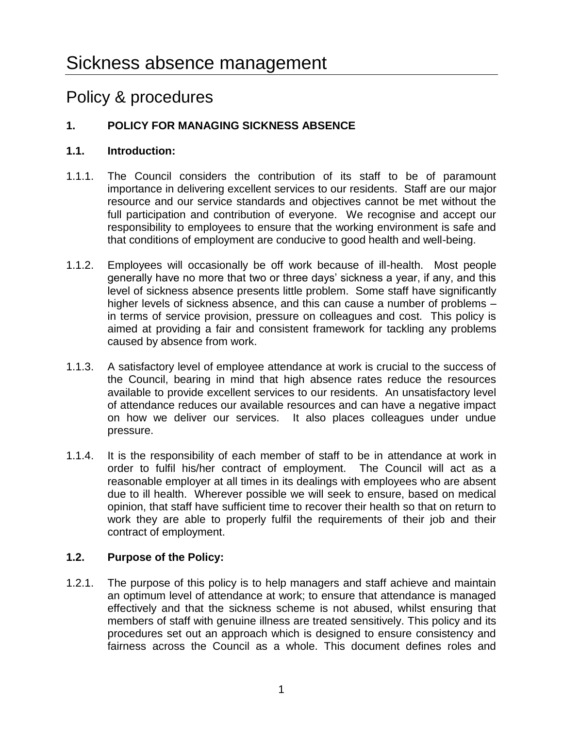# Sickness absence management

## Policy & procedures

### 1. POLICY FOR MANAGING SICKNESS ABSENCE

#### 1.1. Introduction:

1.1.1. The Council considers the contribution of its staff to be of paramount importance in delivering excellent services to our residents. Staff are our major resource and our service standards and objectives cannot be met without the full participation and contribution of everyone. We recognise and accept our responsibility to employees to ensure that the working environment is safe and that conditions of employment are conducive to good health and well-being.

1.1.2. Employees will occasionally be off work because of ill-health. Most people generally have no more that two or three days' sickness a year, if any, and this level of sickness absence presents little problem. Some staff have significantly higher levels of sickness absence, and this can cause a number of problems – in terms of service provision, pressure on colleagues and cost. This policy is aimed at providing a fair and consistent framework for tackling any problems caused by absence from work.

1.1.3. A satisfactory level of employee attendance at work is crucial to the success of the Council, bearing in mind that high absence rates reduce the resources available to provide excellent services to our residents. An unsatisfactory level of attendance reduces our available resources and can have a negative impact on how we deliver our services. It also places colleagues under undue pressure.

1.1.4. It is the responsibility of each member of staff to be in attendance at work in order to fulfil his/her contract of employment. The Council will act as a reasonable employer at all times in its dealings with employees who are absent due to ill health. Wherever possible we will seek to ensure, based on medical opinion, that staff have sufficient time to recover their health so that on return to work they are able to properly fulfil the requirements of their job and their contract of employment.

#### 1.2. Purpose of the Policy:

1.2.1. The purpose of this policy is to help managers and staff achieve and maintain an optimum level of attendance at work; to ensure that attendance is managed effectively and that the sickness scheme is not abused, whilst ensuring that members of staff with genuine illness are treated sensitively. This policy and its procedures set out an approach which is designed to ensure consistency and fairness across the Council as a whole. This document defines roles and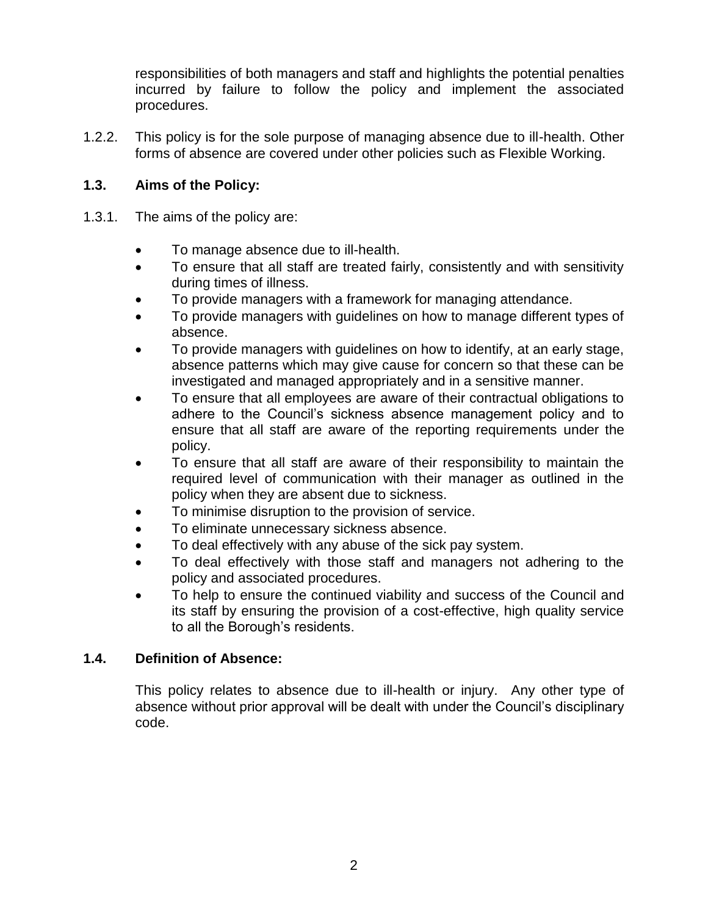responsibilities of both managers and staff and highlights the potential penalties incurred by failure to follow the policy and implement the associated procedures.

1.2.2. This policy is for the sole purpose of managing absence due to ill-health. Other forms of absence are covered under other policies such as Flexible Working.

### 1.3. Aims of the Policy:

1.3.1. The aims of the policy are:

- To manage absence due to ill-health.
- To ensure that all staff are treated fairly, consistently and with sensitivity during times of illness.
- To provide managers with a framework for managing attendance.
- To provide managers with guidelines on how to manage different types of absence.
- To provide managers with guidelines on how to identify, at an early stage, absence patterns which may give cause for concern so that these can be investigated and managed appropriately and in a sensitive manner.
- To ensure that all employees are aware of their contractual obligations to adhere to the Council's sickness absence management policy and to ensure that all staff are aware of the reporting requirements under the policy.
- To ensure that all staff are aware of their responsibility to maintain the required level of communication with their manager as outlined in the policy when they are absent due to sickness.
- To minimise disruption to the provision of service.
- To eliminate unnecessary sickness absence.
- To deal effectively with any abuse of the sick pay system.
- To deal effectively with those staff and managers not adhering to the policy and associated procedures.
- To help to ensure the continued viability and success of the Council and its staff by ensuring the provision of a cost-effective, high quality service to all the Borough's residents.

### 1.4. Definition of Absence:

This policy relates to absence due to ill-health or injury. Any other type of absence without prior approval will be dealt with under the Council's disciplinary code.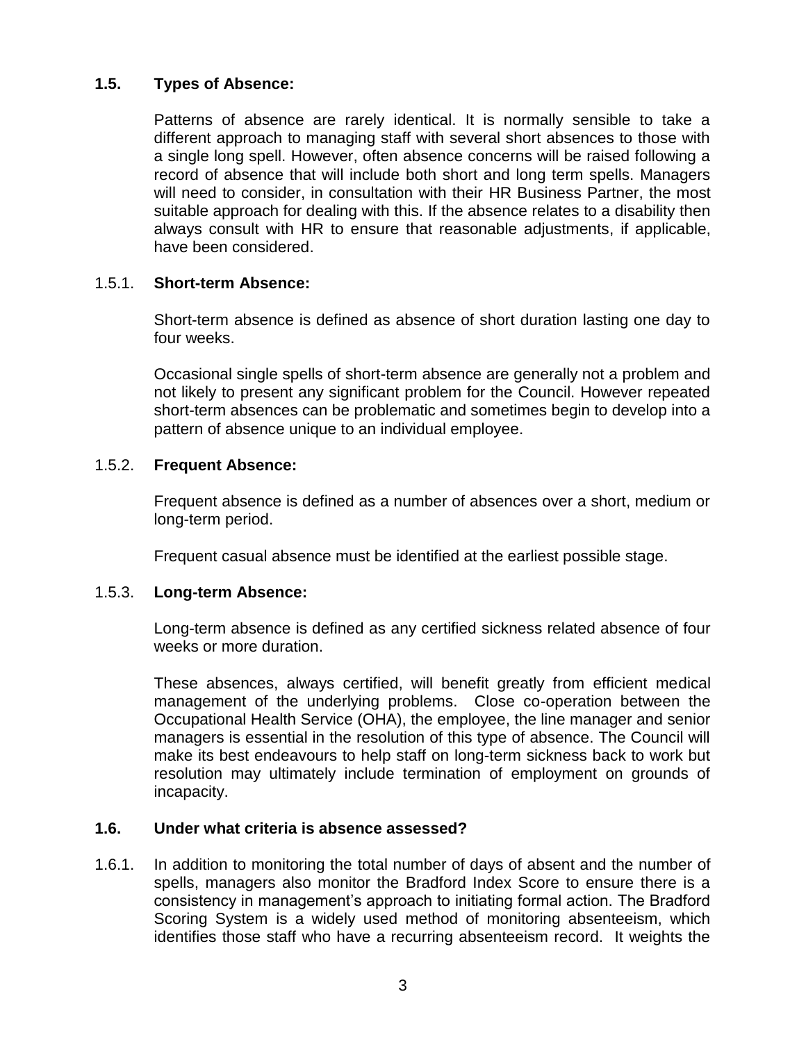### 1.5. Types of Absence:

Patterns of absence are rarely identical. It is normally sensible to take a different approach to managing staff with several short absences to those with a single long spell. However, often absence concerns will be raised following a record of absence that will include both short and long term spells. Managers will need to consider, in consultation with their HR Business Partner, the most suitable approach for dealing with this. If the absence relates to a disability then always consult with HR to ensure that reasonable adjustments, if applicable, have been considered.

#### 1.5.1. Short-term Absence:

Short-term absence is defined as absence of short duration lasting one day to four weeks.

Occasional single spells of short-term absence are generally not a problem and not likely to present any significant problem for the Council. However repeated short-term absences can be problematic and sometimes begin to develop into a pattern of absence unique to an individual employee.

#### 1.5.2. Frequent Absence:

Frequent absence is defined as a number of absences over a short, medium or long-term period.

Frequent casual absence must be identified at the earliest possible stage.

#### 1.5.3. Long-term Absence:

Long-term absence is defined as any certified sickness related absence of four weeks or more duration.

These absences, always certified, will benefit greatly from efficient medical management of the underlying problems. Close co-operation between the Occupational Health Service (OHA), the employee, the line manager and senior managers is essential in the resolution of this type of absence. The Council will make its best endeavours to help staff on long-term sickness back to work but resolution may ultimately include termination of employment on grounds of incapacity.

### 1.6. Under what criteria is absence assessed?

1.6.1. In addition to monitoring the total number of days of absent and the number of spells, managers also monitor the Bradford Index Score to ensure there is a consistency in management's approach to initiating formal action. The Bradford Scoring System is a widely used method of monitoring absenteeism, which identifies those staff who have a recurring absenteeism record. It weights the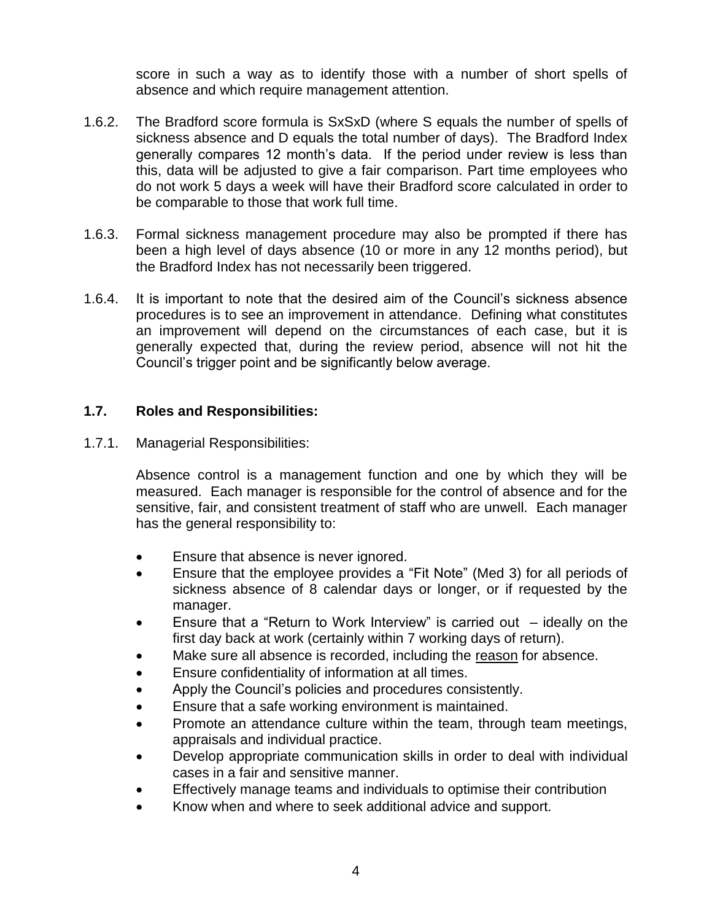score in such a way as to identify those with a number of short spells of absence and which require management attention.

1.6.2. The Bradford score formula is SxSxD (where S equals the number of spells of sickness absence and D equals the total number of days). The Bradford Index generally compares 12 month's data. If the period under review is less than this, data will be adjusted to give a fair comparison. Part time employees who do not work 5 days a week will have their Bradford score calculated in order to be comparable to those that work full time.

1.6.3. Formal sickness management procedure may also be prompted if there has been a high level of days absence (10 or more in any 12 months period), but the Bradford Index has not necessarily been triggered.

1.6.4. It is important to note that the desired aim of the Council's sickness absence procedures is to see an improvement in attendance. Defining what constitutes an improvement will depend on the circumstances of each case, but it is generally expected that, during the review period, absence will not hit the Council's trigger point and be significantly below average.

## 1.7. Roles and Responsibilities:

1.7.1. Managerial Responsibilities:

Absence control is a management function and one by which they will be measured. Each manager is responsible for the control of absence and for the sensitive, fair, and consistent treatment of staff who are unwell. Each manager has the general responsibility to:

- Ensure that absence is never ignored.
- Ensure that the employee provides a "Fit Note" (Med 3) for all periods of sickness absence of 8 calendar days or longer, or if requested by the manager.
- Ensure that a "Return to Work Interview" is carried out – ideally on the first day back at work (certainly within 7 working days of return).
- Make sure all absence is recorded, including the reason for absence.
- Ensure confidentiality of information at all times.
- Apply the Council's policies and procedures consistently.
- Ensure that a safe working environment is maintained.
- Promote an attendance culture within the team, through team meetings, appraisals and individual practice.
- Develop appropriate communication skills in order to deal with individual cases in a fair and sensitive manner.
- Effectively manage teams and individuals to optimise their contribution
- Know when and where to seek additional advice and support.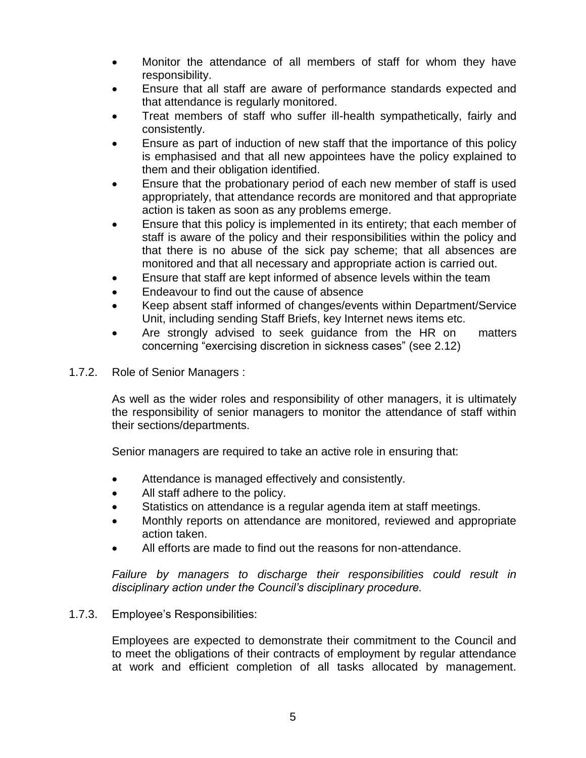- Monitor the attendance of all members of staff for whom they have responsibility.
- Ensure that all staff are aware of performance standards expected and that attendance is regularly monitored.
- Treat members of staff who suffer ill-health sympathetically, fairly and consistently.
- Ensure as part of induction of new staff that the importance of this policy is emphasised and that all new appointees have the policy explained to them and their obligation identified.
- Ensure that the probationary period of each new member of staff is used appropriately, that attendance records are monitored and that appropriate action is taken as soon as any problems emerge.
- Ensure that this policy is implemented in its entirety; that each member of staff is aware of the policy and their responsibilities within the policy and that there is no abuse of the sick pay scheme; that all absences are monitored and that all necessary and appropriate action is carried out.
- Ensure that staff are kept informed of absence levels within the team
- Endeavour to find out the cause of absence
- Keep absent staff informed of changes/events within Department/Service Unit, including sending Staff Briefs, key Internet news items etc.
- Are strongly advised to seek guidance from the HR on matters concerning "exercising discretion in sickness cases" (see 2.12)

1.7.2. Role of Senior Managers :

As well as the wider roles and responsibility of other managers, it is ultimately the responsibility of senior managers to monitor the attendance of staff within their sections/departments.

Senior managers are required to take an active role in ensuring that:

- Attendance is managed effectively and consistently.
- All staff adhere to the policy.
- Statistics on attendance is a regular agenda item at staff meetings.
- Monthly reports on attendance are monitored, reviewed and appropriate action taken.
- All efforts are made to find out the reasons for non-attendance.

*Failure by managers to discharge their responsibilities could result in disciplinary action under the Council's disciplinary procedure.*

1.7.3. Employee's Responsibilities:

Employees are expected to demonstrate their commitment to the Council and to meet the obligations of their contracts of employment by regular attendance at work and efficient completion of all tasks allocated by management.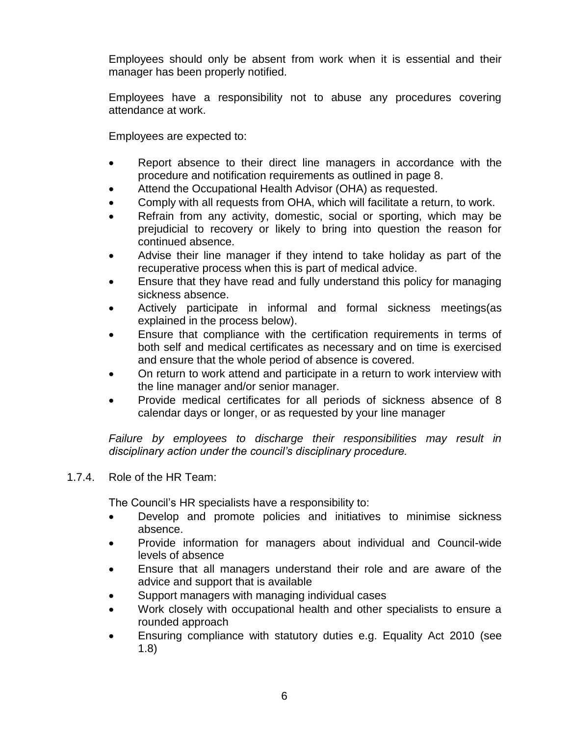Employees should only be absent from work when it is essential and their manager has been properly notified.

Employees have a responsibility not to abuse any procedures covering attendance at work.

Employees are expected to:

- Report absence to their direct line managers in accordance with the procedure and notification requirements as outlined in page 8.
- Attend the Occupational Health Advisor (OHA) as requested.
- Comply with all requests from OHA, which will facilitate a return, to work.
- Refrain from any activity, domestic, social or sporting, which may be prejudicial to recovery or likely to bring into question the reason for continued absence.
- Advise their line manager if they intend to take holiday as part of the recuperative process when this is part of medical advice.
- Ensure that they have read and fully understand this policy for managing sickness absence.
- Actively participate in informal and formal sickness meetings(as explained in the process below).
- Ensure that compliance with the certification requirements in terms of both self and medical certificates as necessary and on time is exercised and ensure that the whole period of absence is covered.
- On return to work attend and participate in a return to work interview with the line manager and/or senior manager.
- Provide medical certificates for all periods of sickness absence of 8 calendar days or longer, or as requested by your line manager

*Failure by employees to discharge their responsibilities may result in disciplinary action under the council's disciplinary procedure.*

1.7.4. Role of the HR Team:

The Council's HR specialists have a responsibility to:

- Develop and promote policies and initiatives to minimise sickness absence.
- Provide information for managers about individual and Council-wide levels of absence
- Ensure that all managers understand their role and are aware of the advice and support that is available
- Support managers with managing individual cases
- Work closely with occupational health and other specialists to ensure a rounded approach
- Ensuring compliance with statutory duties e.g. Equality Act 2010 (see 1.8)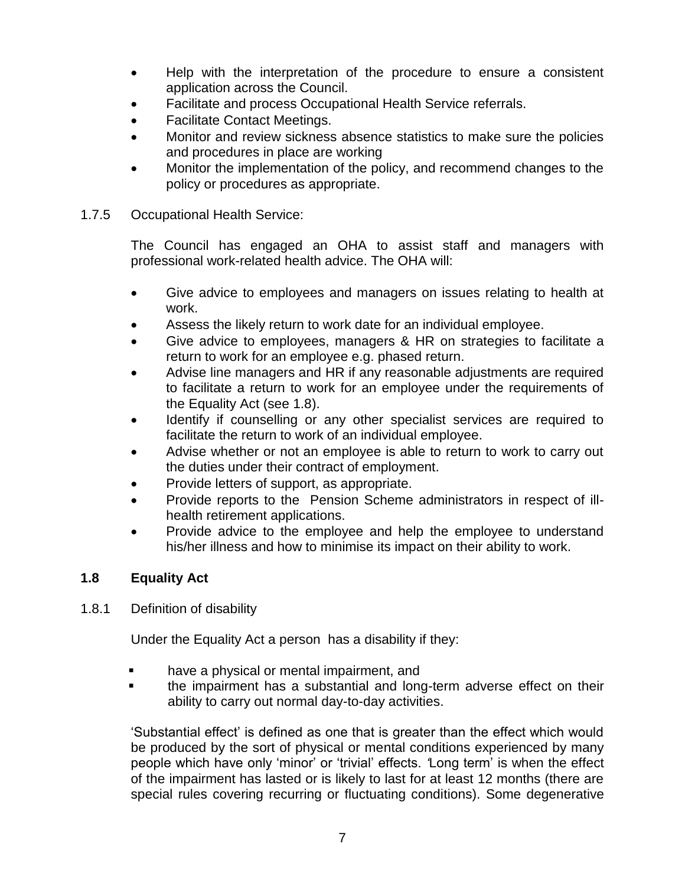- Help with the interpretation of the procedure to ensure a consistent application across the Council.
- Facilitate and process Occupational Health Service referrals.
- Facilitate Contact Meetings.
- Monitor and review sickness absence statistics to make sure the policies and procedures in place are working
- Monitor the implementation of the policy, and recommend changes to the policy or procedures as appropriate.

1.7.5 Occupational Health Service:

The Council has engaged an OHA to assist staff and managers with professional work-related health advice. The OHA will:

- Give advice to employees and managers on issues relating to health at work.
- Assess the likely return to work date for an individual employee.
- Give advice to employees, managers & HR on strategies to facilitate a return to work for an employee e.g. phased return.
- Advise line managers and HR if any reasonable adjustments are required to facilitate a return to work for an employee under the requirements of the Equality Act (see 1.8).
- Identify if counselling or any other specialist services are required to facilitate the return to work of an individual employee.
- Advise whether or not an employee is able to return to work to carry out the duties under their contract of employment.
- Provide letters of support, as appropriate.
- Provide reports to the Pension Scheme administrators in respect of ill-health retirement applications.
- Provide advice to the employee and help the employee to understand his/her illness and how to minimise its impact on their ability to work.

## 1.8 Equality Act

1.8.1 Definition of disability

Under the Equality Act a person has a disability if they:

- have a physical or mental impairment, and
- the impairment has a substantial and long-term adverse effect on their ability to carry out normal day-to-day activities.

'Substantial effect' is defined as one that is greater than the effect which would be produced by the sort of physical or mental conditions experienced by many people which have only 'minor' or 'trivial' effects. 'Long term' is when the effect of the impairment has lasted or is likely to last for at least 12 months (there are special rules covering recurring or fluctuating conditions). Some degenerative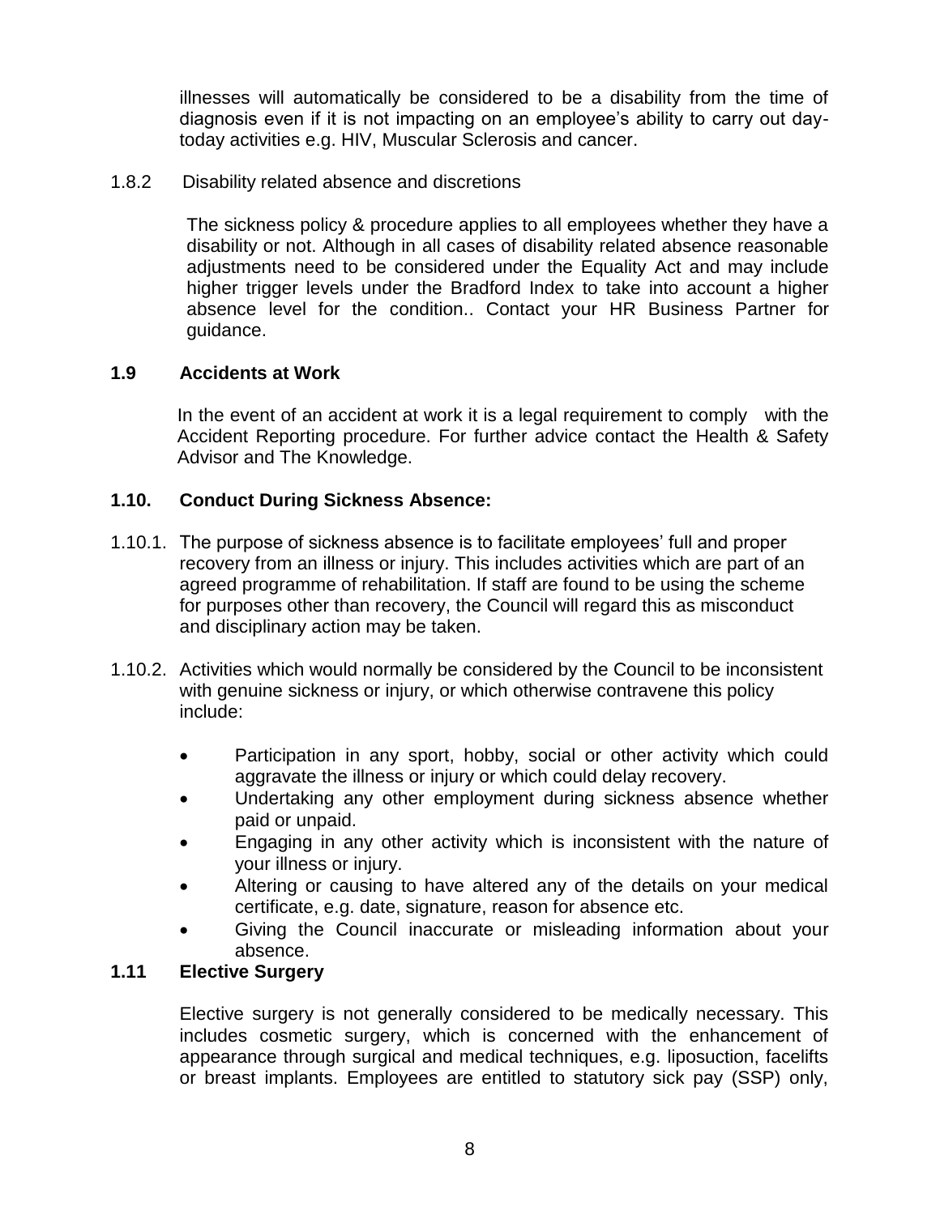illnesses will automatically be considered to be a disability from the time of diagnosis even if it is not impacting on an employee's ability to carry out day-today activities e.g. HIV, Muscular Sclerosis and cancer.

1.8.2 Disability related absence and discretions

The sickness policy & procedure applies to all employees whether they have a disability or not. Although in all cases of disability related absence reasonable adjustments need to be considered under the Equality Act and may include higher trigger levels under the Bradford Index to take into account a higher absence level for the condition.. Contact your HR Business Partner for guidance.

### 1.9 Accidents at Work

In the event of an accident at work it is a legal requirement to comply with the Accident Reporting procedure. For further advice contact the Health & Safety Advisor and The Knowledge.

### 1.10. Conduct During Sickness Absence:

1.10.1. The purpose of sickness absence is to facilitate employees' full and proper recovery from an illness or injury. This includes activities which are part of an agreed programme of rehabilitation. If staff are found to be using the scheme for purposes other than recovery, the Council will regard this as misconduct and disciplinary action may be taken.

1.10.2. Activities which would normally be considered by the Council to be inconsistent with genuine sickness or injury, or which otherwise contravene this policy include:

- Participation in any sport, hobby, social or other activity which could aggravate the illness or injury or which could delay recovery.
- Undertaking any other employment during sickness absence whether paid or unpaid.
- Engaging in any other activity which is inconsistent with the nature of your illness or injury.
- Altering or causing to have altered any of the details on your medical certificate, e.g. date, signature, reason for absence etc.
- Giving the Council inaccurate or misleading information about your absence.

### 1.11 Elective Surgery

Elective surgery is not generally considered to be medically necessary. This includes cosmetic surgery, which is concerned with the enhancement of appearance through surgical and medical techniques, e.g. liposuction, facelifts or breast implants. Employees are entitled to statutory sick pay (SSP) only,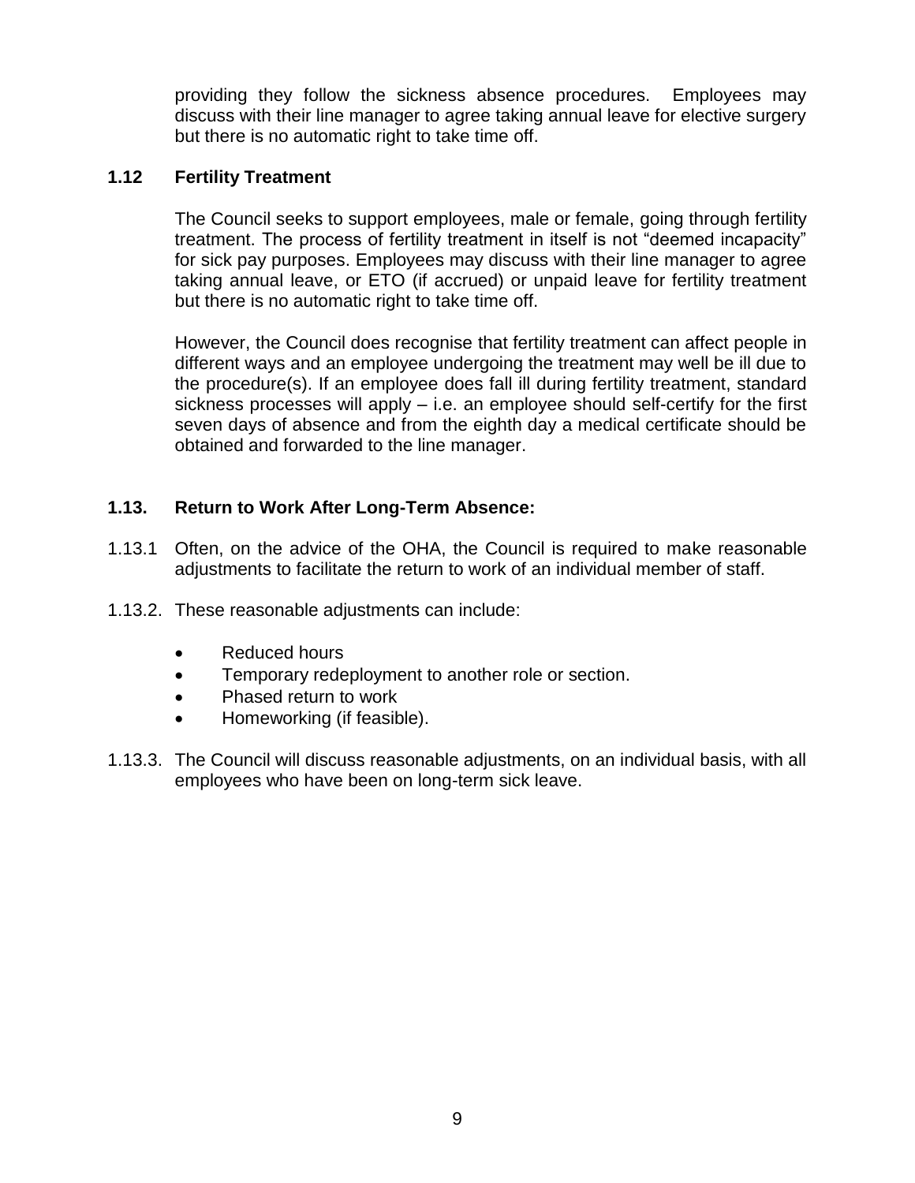providing they follow the sickness absence procedures. Employees may discuss with their line manager to agree taking annual leave for elective surgery but there is no automatic right to take time off.

### 1.12 Fertility Treatment

The Council seeks to support employees, male or female, going through fertility treatment. The process of fertility treatment in itself is not "deemed incapacity" for sick pay purposes. Employees may discuss with their line manager to agree taking annual leave, or ETO (if accrued) or unpaid leave for fertility treatment but there is no automatic right to take time off.

However, the Council does recognise that fertility treatment can affect people in different ways and an employee undergoing the treatment may well be ill due to the procedure(s). If an employee does fall ill during fertility treatment, standard sickness processes will apply – i.e. an employee should self-certify for the first seven days of absence and from the eighth day a medical certificate should be obtained and forwarded to the line manager.

### 1.13. Return to Work After Long-Term Absence:

1.13.1 Often, on the advice of the OHA, the Council is required to make reasonable adjustments to facilitate the return to work of an individual member of staff.

1.13.2. These reasonable adjustments can include:

- Reduced hours
- Temporary redeployment to another role or section.
- Phased return to work
- Homeworking (if feasible).

1.13.3. The Council will discuss reasonable adjustments, on an individual basis, with all employees who have been on long-term sick leave.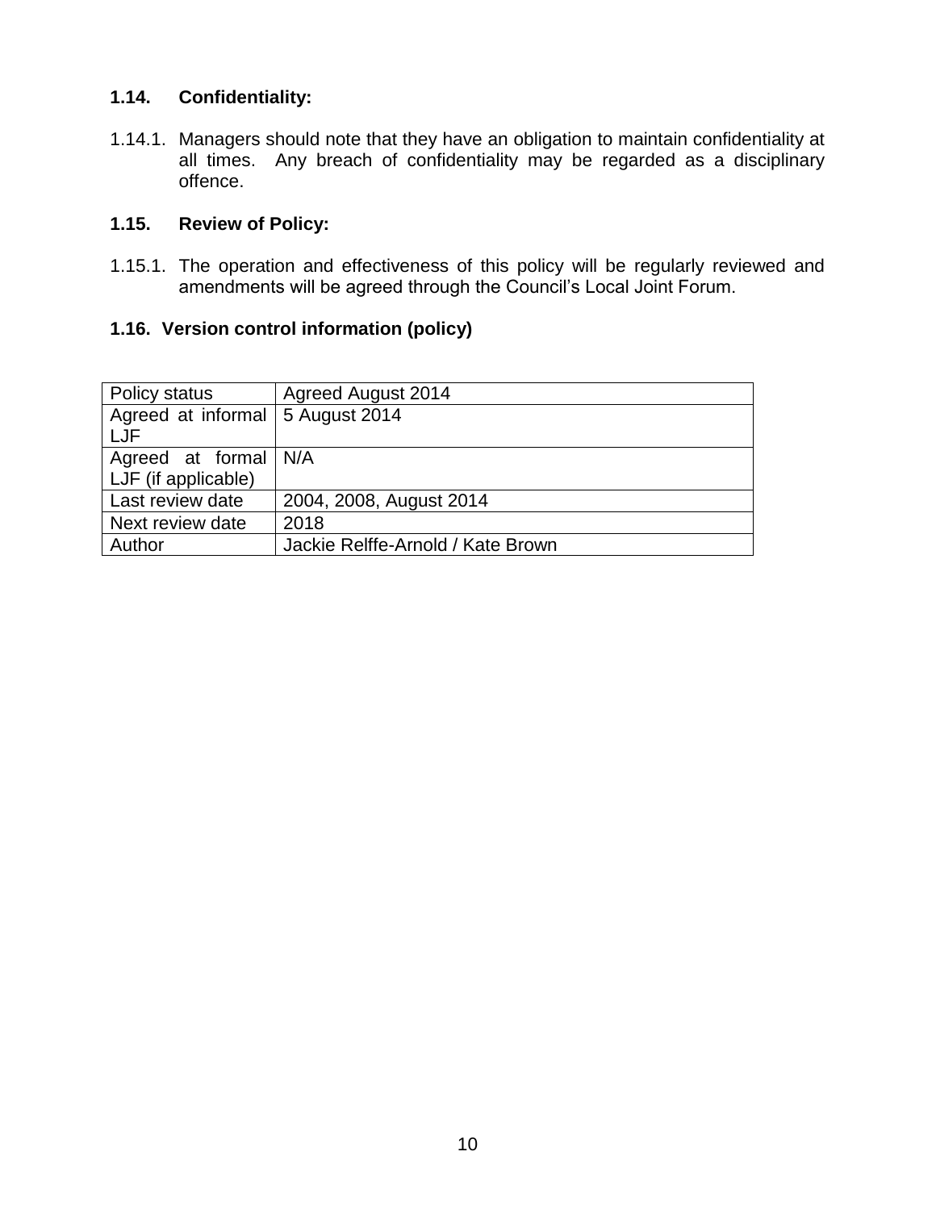### 1.14. Confidentiality:

1.14.1. Managers should note that they have an obligation to maintain confidentiality at all times. Any breach of confidentiality may be regarded as a disciplinary offence.

### 1.15. Review of Policy:

1.15.1. The operation and effectiveness of this policy will be regularly reviewed and amendments will be agreed through the Council's Local Joint Forum.

### 1.16. Version control information (policy)

| Policy status | Agreed August 2014 |
|---|---|
| Agreed at informal LJF | 5 August 2014 |
| Agreed at formal LJF (if applicable) | N/A |
| Last review date | 2004, 2008, August 2014 |
| Next review date | 2018 |
| Author | Jackie Relffe-Arnold / Kate Brown |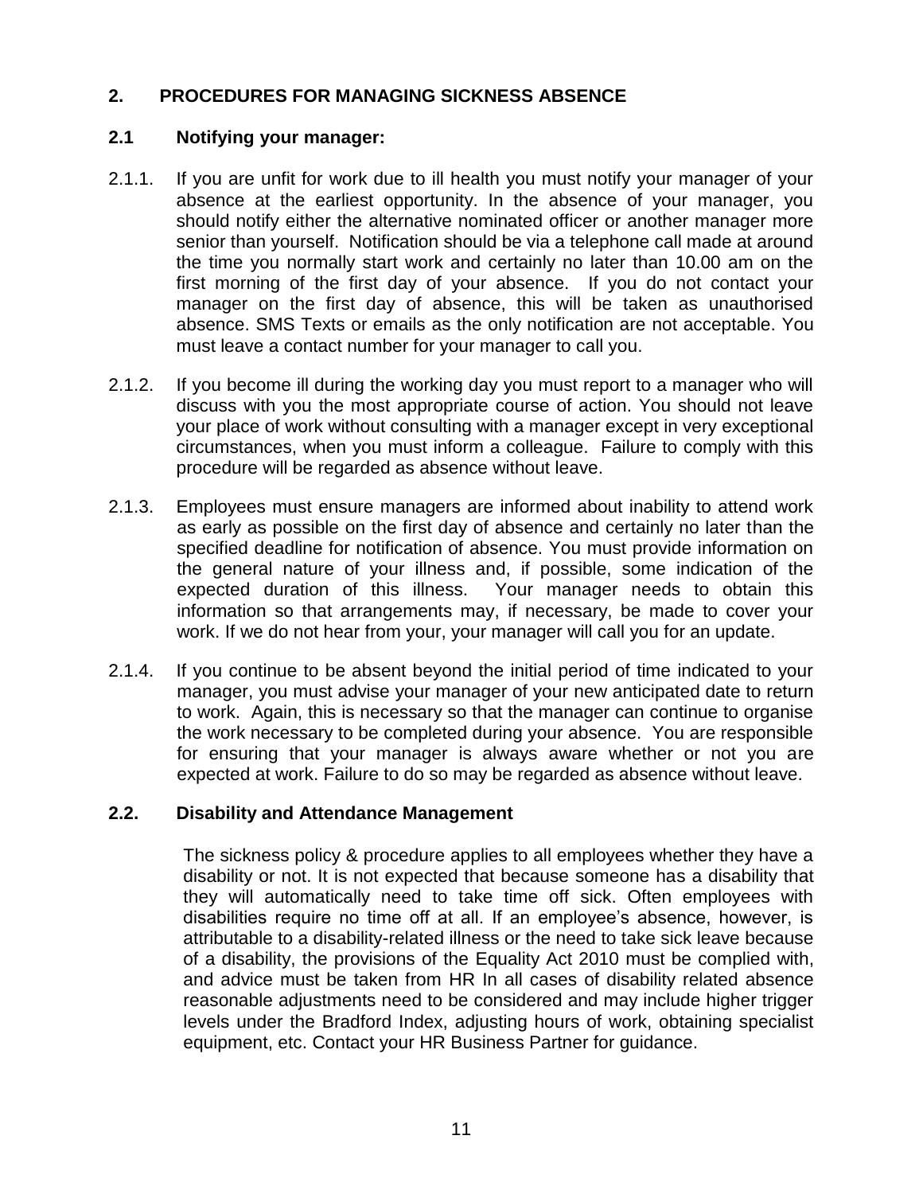## 2. PROCEDURES FOR MANAGING SICKNESS ABSENCE

### 2.1 Notifying your manager:

2.1.1. If you are unfit for work due to ill health you must notify your manager of your absence at the earliest opportunity. In the absence of your manager, you should notify either the alternative nominated officer or another manager more senior than yourself. Notification should be via a telephone call made at around the time you normally start work and certainly no later than 10.00 am on the first morning of the first day of your absence. If you do not contact your manager on the first day of absence, this will be taken as unauthorised absence. SMS Texts or emails as the only notification are not acceptable. You must leave a contact number for your manager to call you.

2.1.2. If you become ill during the working day you must report to a manager who will discuss with you the most appropriate course of action. You should not leave your place of work without consulting with a manager except in very exceptional circumstances, when you must inform a colleague. Failure to comply with this procedure will be regarded as absence without leave.

2.1.3. Employees must ensure managers are informed about inability to attend work as early as possible on the first day of absence and certainly no later than the specified deadline for notification of absence. You must provide information on the general nature of your illness and, if possible, some indication of the expected duration of this illness. Your manager needs to obtain this information so that arrangements may, if necessary, be made to cover your work. If we do not hear from your, your manager will call you for an update.

2.1.4. If you continue to be absent beyond the initial period of time indicated to your manager, you must advise your manager of your new anticipated date to return to work. Again, this is necessary so that the manager can continue to organise the work necessary to be completed during your absence. You are responsible for ensuring that your manager is always aware whether or not you are expected at work. Failure to do so may be regarded as absence without leave.

### 2.2. Disability and Attendance Management

The sickness policy & procedure applies to all employees whether they have a disability or not. It is not expected that because someone has a disability that they will automatically need to take time off sick. Often employees with disabilities require no time off at all. If an employee's absence, however, is attributable to a disability-related illness or the need to take sick leave because of a disability, the provisions of the Equality Act 2010 must be complied with, and advice must be taken from HR In all cases of disability related absence reasonable adjustments need to be considered and may include higher trigger levels under the Bradford Index, adjusting hours of work, obtaining specialist equipment, etc. Contact your HR Business Partner for guidance.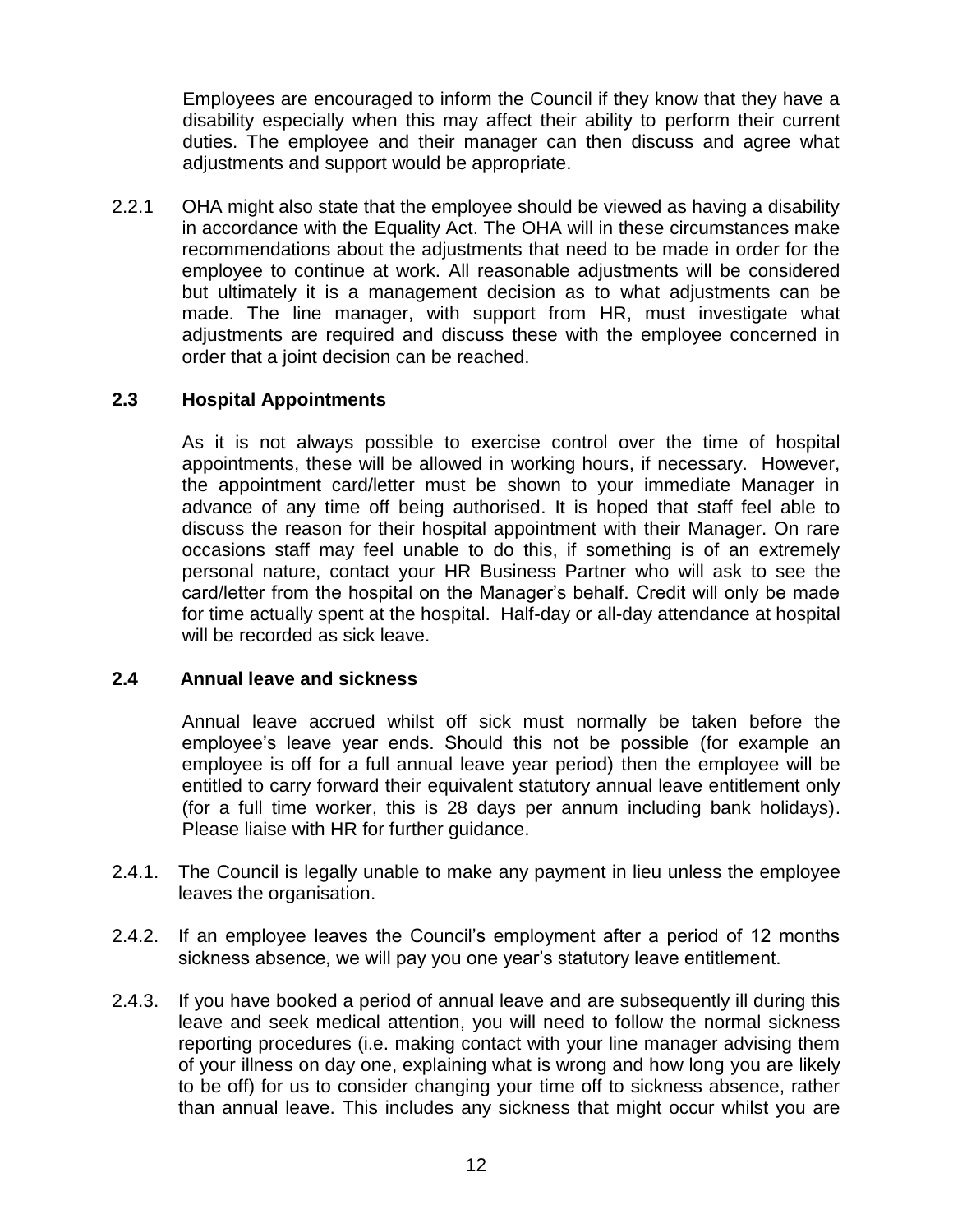Employees are encouraged to inform the Council if they know that they have a disability especially when this may affect their ability to perform their current duties. The employee and their manager can then discuss and agree what adjustments and support would be appropriate.

2.2.1 OHA might also state that the employee should be viewed as having a disability in accordance with the Equality Act. The OHA will in these circumstances make recommendations about the adjustments that need to be made in order for the employee to continue at work. All reasonable adjustments will be considered but ultimately it is a management decision as to what adjustments can be made. The line manager, with support from HR, must investigate what adjustments are required and discuss these with the employee concerned in order that a joint decision can be reached.

### 2.3 Hospital Appointments

As it is not always possible to exercise control over the time of hospital appointments, these will be allowed in working hours, if necessary. However, the appointment card/letter must be shown to your immediate Manager in advance of any time off being authorised. It is hoped that staff feel able to discuss the reason for their hospital appointment with their Manager. On rare occasions staff may feel unable to do this, if something is of an extremely personal nature, contact your HR Business Partner who will ask to see the card/letter from the hospital on the Manager's behalf. Credit will only be made for time actually spent at the hospital. Half-day or all-day attendance at hospital will be recorded as sick leave.

### 2.4 Annual leave and sickness

Annual leave accrued whilst off sick must normally be taken before the employee's leave year ends. Should this not be possible (for example an employee is off for a full annual leave year period) then the employee will be entitled to carry forward their equivalent statutory annual leave entitlement only (for a full time worker, this is 28 days per annum including bank holidays). Please liaise with HR for further guidance.

2.4.1. The Council is legally unable to make any payment in lieu unless the employee leaves the organisation.

2.4.2. If an employee leaves the Council's employment after a period of 12 months sickness absence, we will pay you one year's statutory leave entitlement.

2.4.3. If you have booked a period of annual leave and are subsequently ill during this leave and seek medical attention, you will need to follow the normal sickness reporting procedures (i.e. making contact with your line manager advising them of your illness on day one, explaining what is wrong and how long you are likely to be off) for us to consider changing your time off to sickness absence, rather than annual leave. This includes any sickness that might occur whilst you are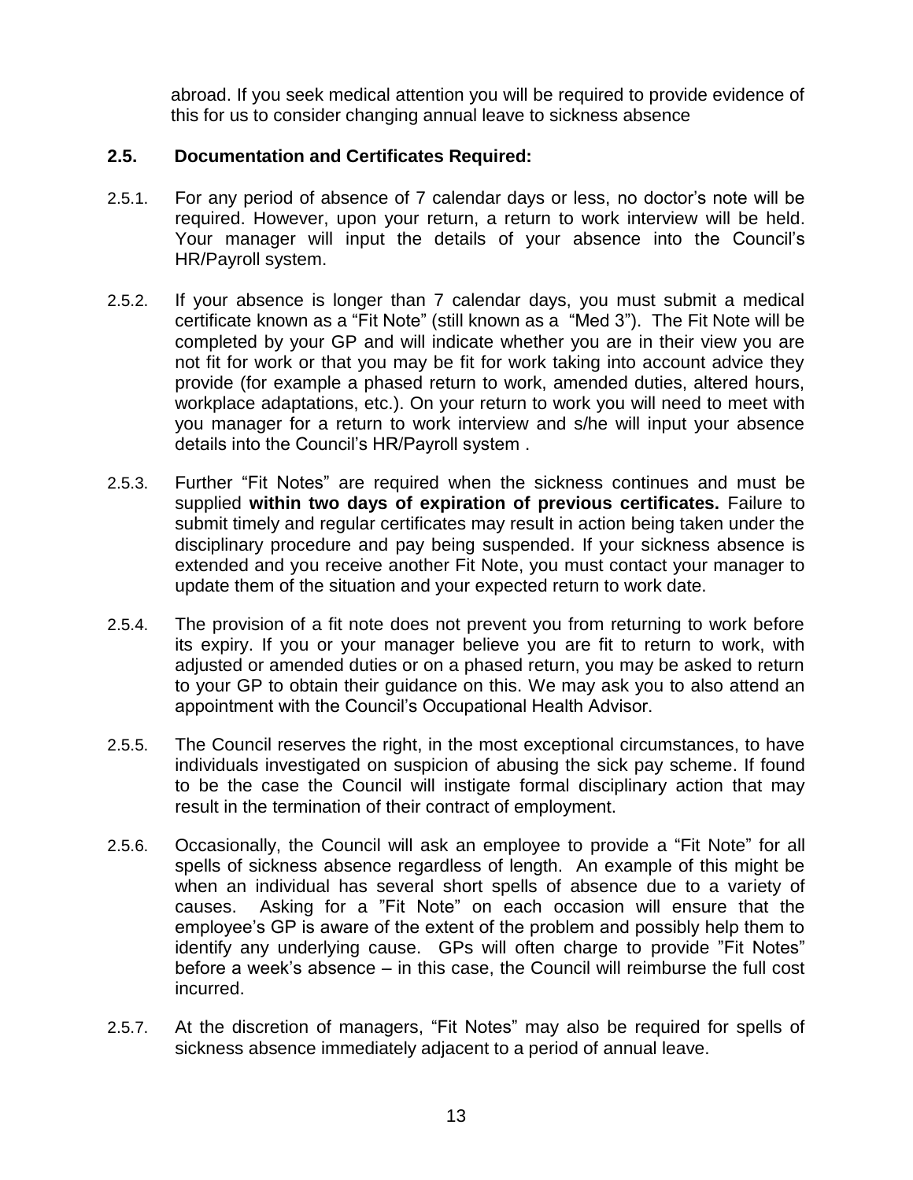abroad. If you seek medical attention you will be required to provide evidence of this for us to consider changing annual leave to sickness absence

### 2.5. Documentation and Certificates Required:

2.5.1. For any period of absence of 7 calendar days or less, no doctor's note will be required. However, upon your return, a return to work interview will be held. Your manager will input the details of your absence into the Council's HR/Payroll system.

2.5.2. If your absence is longer than 7 calendar days, you must submit a medical certificate known as a "Fit Note" (still known as a "Med 3"). The Fit Note will be completed by your GP and will indicate whether you are in their view you are not fit for work or that you may be fit for work taking into account advice they provide (for example a phased return to work, amended duties, altered hours, workplace adaptations, etc.). On your return to work you will need to meet with you manager for a return to work interview and s/he will input your absence details into the Council's HR/Payroll system .

2.5.3. Further "Fit Notes" are required when the sickness continues and must be supplied **within two days of expiration of previous certificates.** Failure to submit timely and regular certificates may result in action being taken under the disciplinary procedure and pay being suspended. If your sickness absence is extended and you receive another Fit Note, you must contact your manager to update them of the situation and your expected return to work date.

2.5.4. The provision of a fit note does not prevent you from returning to work before its expiry. If you or your manager believe you are fit to return to work, with adjusted or amended duties or on a phased return, you may be asked to return to your GP to obtain their guidance on this. We may ask you to also attend an appointment with the Council's Occupational Health Advisor.

2.5.5. The Council reserves the right, in the most exceptional circumstances, to have individuals investigated on suspicion of abusing the sick pay scheme. If found to be the case the Council will instigate formal disciplinary action that may result in the termination of their contract of employment.

2.5.6. Occasionally, the Council will ask an employee to provide a "Fit Note" for all spells of sickness absence regardless of length. An example of this might be when an individual has several short spells of absence due to a variety of causes. Asking for a "Fit Note" on each occasion will ensure that the employee's GP is aware of the extent of the problem and possibly help them to identify any underlying cause. GPs will often charge to provide "Fit Notes" before a week's absence – in this case, the Council will reimburse the full cost incurred.

2.5.7. At the discretion of managers, "Fit Notes" may also be required for spells of sickness absence immediately adjacent to a period of annual leave.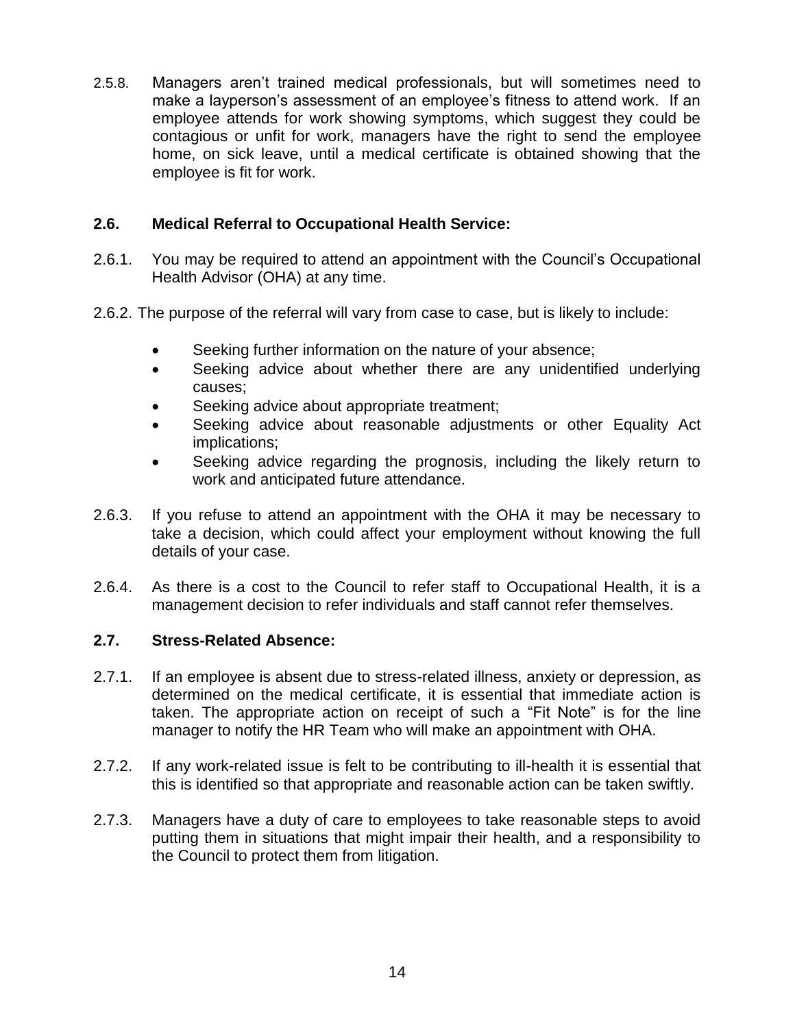2.5.8. Managers aren't trained medical professionals, but will sometimes need to make a layperson's assessment of an employee's fitness to attend work. If an employee attends for work showing symptoms, which suggest they could be contagious or unfit for work, managers have the right to send the employee home, on sick leave, until a medical certificate is obtained showing that the employee is fit for work.

### 2.6. Medical Referral to Occupational Health Service:

2.6.1. You may be required to attend an appointment with the Council's Occupational Health Advisor (OHA) at any time.

2.6.2. The purpose of the referral will vary from case to case, but is likely to include:

- Seeking further information on the nature of your absence;
- Seeking advice about whether there are any unidentified underlying causes;
- Seeking advice about appropriate treatment;
- Seeking advice about reasonable adjustments or other Equality Act implications;
- Seeking advice regarding the prognosis, including the likely return to work and anticipated future attendance.

2.6.3. If you refuse to attend an appointment with the OHA it may be necessary to take a decision, which could affect your employment without knowing the full details of your case.

2.6.4. As there is a cost to the Council to refer staff to Occupational Health, it is a management decision to refer individuals and staff cannot refer themselves.

### 2.7. Stress-Related Absence:

2.7.1. If an employee is absent due to stress-related illness, anxiety or depression, as determined on the medical certificate, it is essential that immediate action is taken. The appropriate action on receipt of such a "Fit Note" is for the line manager to notify the HR Team who will make an appointment with OHA.

2.7.2. If any work-related issue is felt to be contributing to ill-health it is essential that this is identified so that appropriate and reasonable action can be taken swiftly.

2.7.3. Managers have a duty of care to employees to take reasonable steps to avoid putting them in situations that might impair their health, and a responsibility to the Council to protect them from litigation.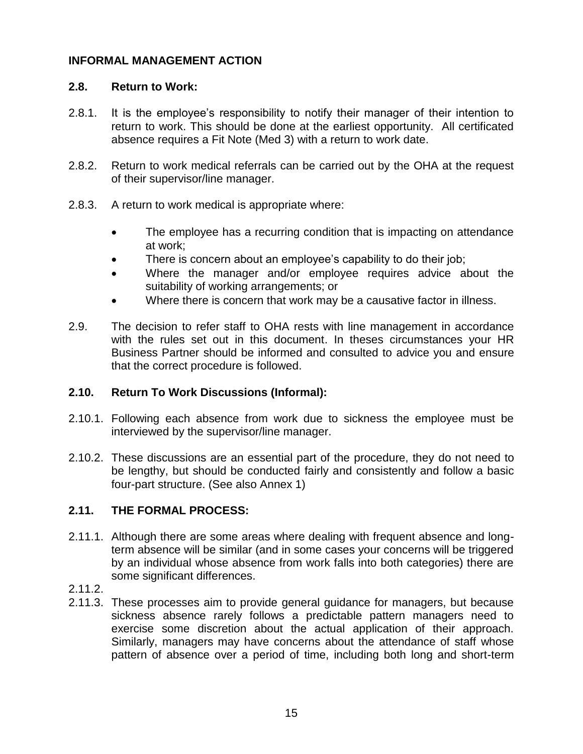## INFORMAL MANAGEMENT ACTION

### 2.8. Return to Work:

2.8.1. It is the employee's responsibility to notify their manager of their intention to return to work. This should be done at the earliest opportunity. All certificated absence requires a Fit Note (Med 3) with a return to work date.

2.8.2. Return to work medical referrals can be carried out by the OHA at the request of their supervisor/line manager.

2.8.3. A return to work medical is appropriate where:

- The employee has a recurring condition that is impacting on attendance at work;
- There is concern about an employee's capability to do their job;
- Where the manager and/or employee requires advice about the suitability of working arrangements; or
- Where there is concern that work may be a causative factor in illness.

2.9. The decision to refer staff to OHA rests with line management in accordance with the rules set out in this document. In theses circumstances your HR Business Partner should be informed and consulted to advice you and ensure that the correct procedure is followed.

### 2.10. Return To Work Discussions (Informal):

2.10.1. Following each absence from work due to sickness the employee must be interviewed by the supervisor/line manager.

2.10.2. These discussions are an essential part of the procedure, they do not need to be lengthy, but should be conducted fairly and consistently and follow a basic four-part structure. (See also Annex 1)

### 2.11. THE FORMAL PROCESS:

2.11.1. Although there are some areas where dealing with frequent absence and long-term absence will be similar (and in some cases your concerns will be triggered by an individual whose absence from work falls into both categories) there are some significant differences.

2.11.2.

2.11.3. These processes aim to provide general guidance for managers, but because sickness absence rarely follows a predictable pattern managers need to exercise some discretion about the actual application of their approach. Similarly, managers may have concerns about the attendance of staff whose pattern of absence over a period of time, including both long and short-term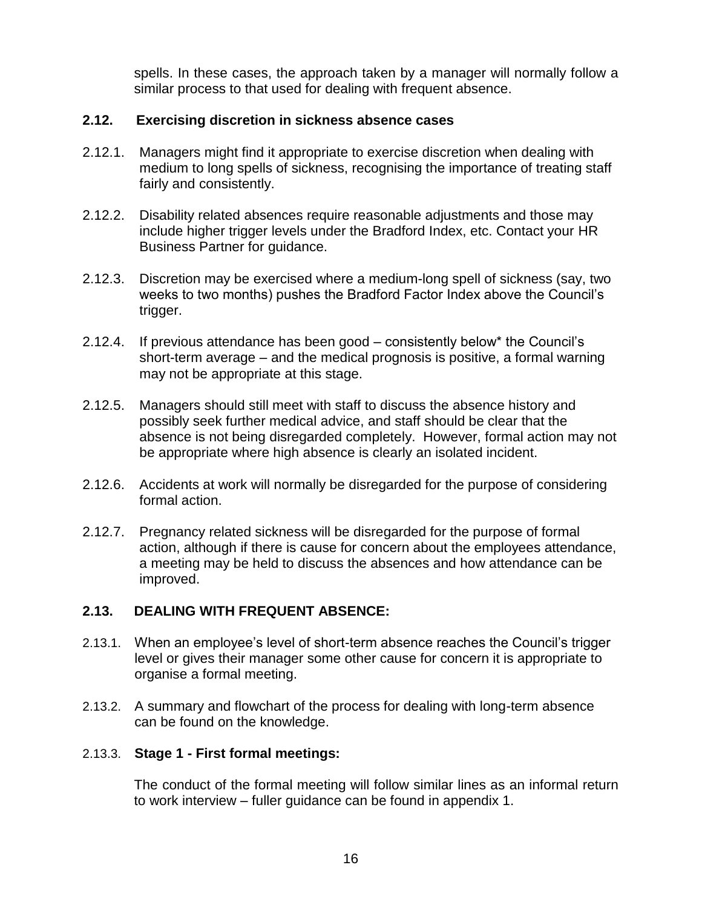spells. In these cases, the approach taken by a manager will normally follow a similar process to that used for dealing with frequent absence.

### 2.12. Exercising discretion in sickness absence cases

2.12.1. Managers might find it appropriate to exercise discretion when dealing with medium to long spells of sickness, recognising the importance of treating staff fairly and consistently.

2.12.2. Disability related absences require reasonable adjustments and those may include higher trigger levels under the Bradford Index, etc. Contact your HR Business Partner for guidance.

2.12.3. Discretion may be exercised where a medium-long spell of sickness (say, two weeks to two months) pushes the Bradford Factor Index above the Council's trigger.

2.12.4. If previous attendance has been good – consistently below* the Council's short-term average – and the medical prognosis is positive, a formal warning may not be appropriate at this stage.

2.12.5. Managers should still meet with staff to discuss the absence history and possibly seek further medical advice, and staff should be clear that the absence is not being disregarded completely. However, formal action may not be appropriate where high absence is clearly an isolated incident.

2.12.6. Accidents at work will normally be disregarded for the purpose of considering formal action.

2.12.7. Pregnancy related sickness will be disregarded for the purpose of formal action, although if there is cause for concern about the employees attendance, a meeting may be held to discuss the absences and how attendance can be improved.

### 2.13. DEALING WITH FREQUENT ABSENCE:

2.13.1. When an employee's level of short-term absence reaches the Council's trigger level or gives their manager some other cause for concern it is appropriate to organise a formal meeting.

2.13.2. A summary and flowchart of the process for dealing with long-term absence can be found on the knowledge.

2.13.3. **Stage 1 - First formal meetings:**

The conduct of the formal meeting will follow similar lines as an informal return to work interview – fuller guidance can be found in appendix 1.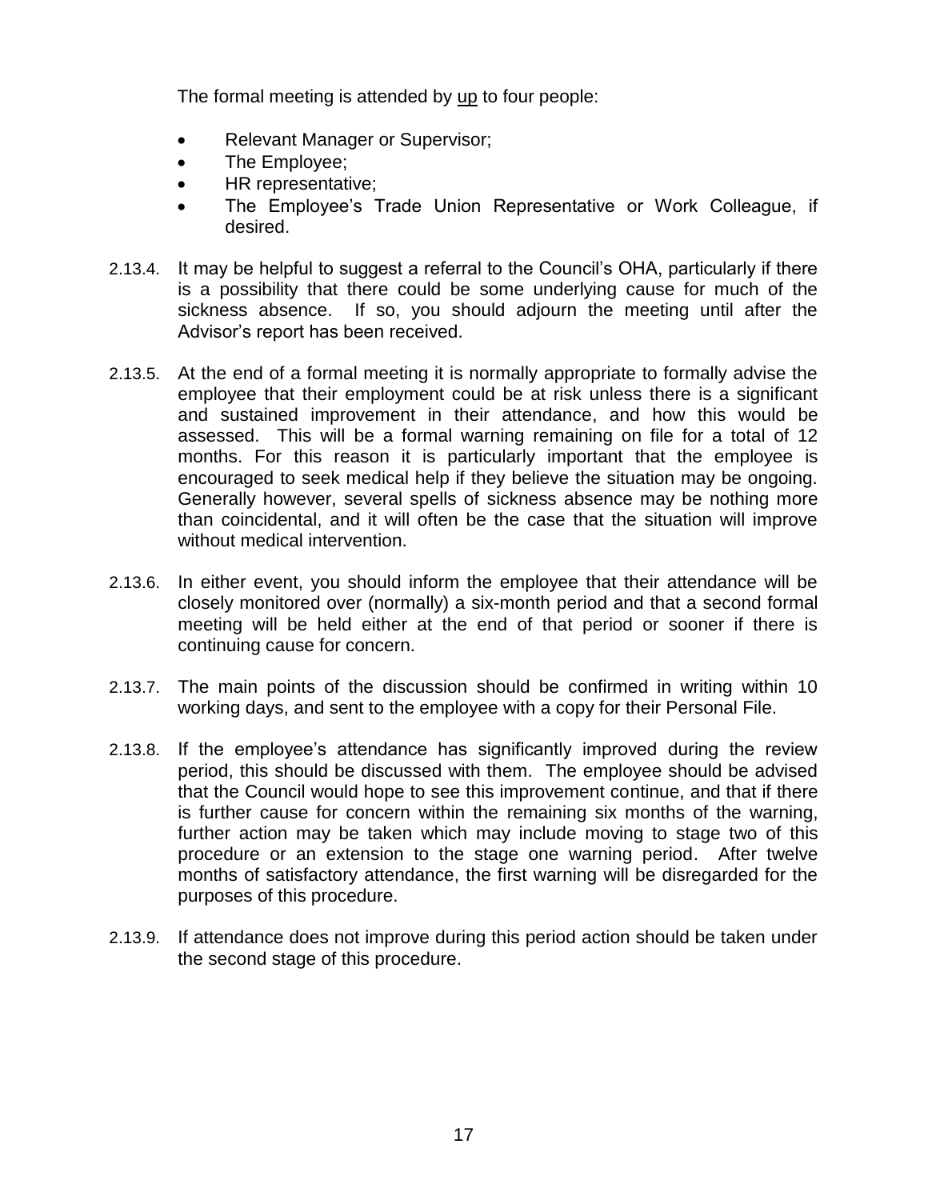The formal meeting is attended by <u>up</u> to four people:

- Relevant Manager or Supervisor;
- The Employee;
- HR representative;
- The Employee's Trade Union Representative or Work Colleague, if desired.

2.13.4. It may be helpful to suggest a referral to the Council's OHA, particularly if there is a possibility that there could be some underlying cause for much of the sickness absence. If so, you should adjourn the meeting until after the Advisor's report has been received.

2.13.5. At the end of a formal meeting it is normally appropriate to formally advise the employee that their employment could be at risk unless there is a significant and sustained improvement in their attendance, and how this would be assessed. This will be a formal warning remaining on file for a total of 12 months. For this reason it is particularly important that the employee is encouraged to seek medical help if they believe the situation may be ongoing. Generally however, several spells of sickness absence may be nothing more than coincidental, and it will often be the case that the situation will improve without medical intervention.

2.13.6. In either event, you should inform the employee that their attendance will be closely monitored over (normally) a six-month period and that a second formal meeting will be held either at the end of that period or sooner if there is continuing cause for concern.

2.13.7. The main points of the discussion should be confirmed in writing within 10 working days, and sent to the employee with a copy for their Personal File.

2.13.8. If the employee's attendance has significantly improved during the review period, this should be discussed with them. The employee should be advised that the Council would hope to see this improvement continue, and that if there is further cause for concern within the remaining six months of the warning, further action may be taken which may include moving to stage two of this procedure or an extension to the stage one warning period. After twelve months of satisfactory attendance, the first warning will be disregarded for the purposes of this procedure.

2.13.9. If attendance does not improve during this period action should be taken under the second stage of this procedure.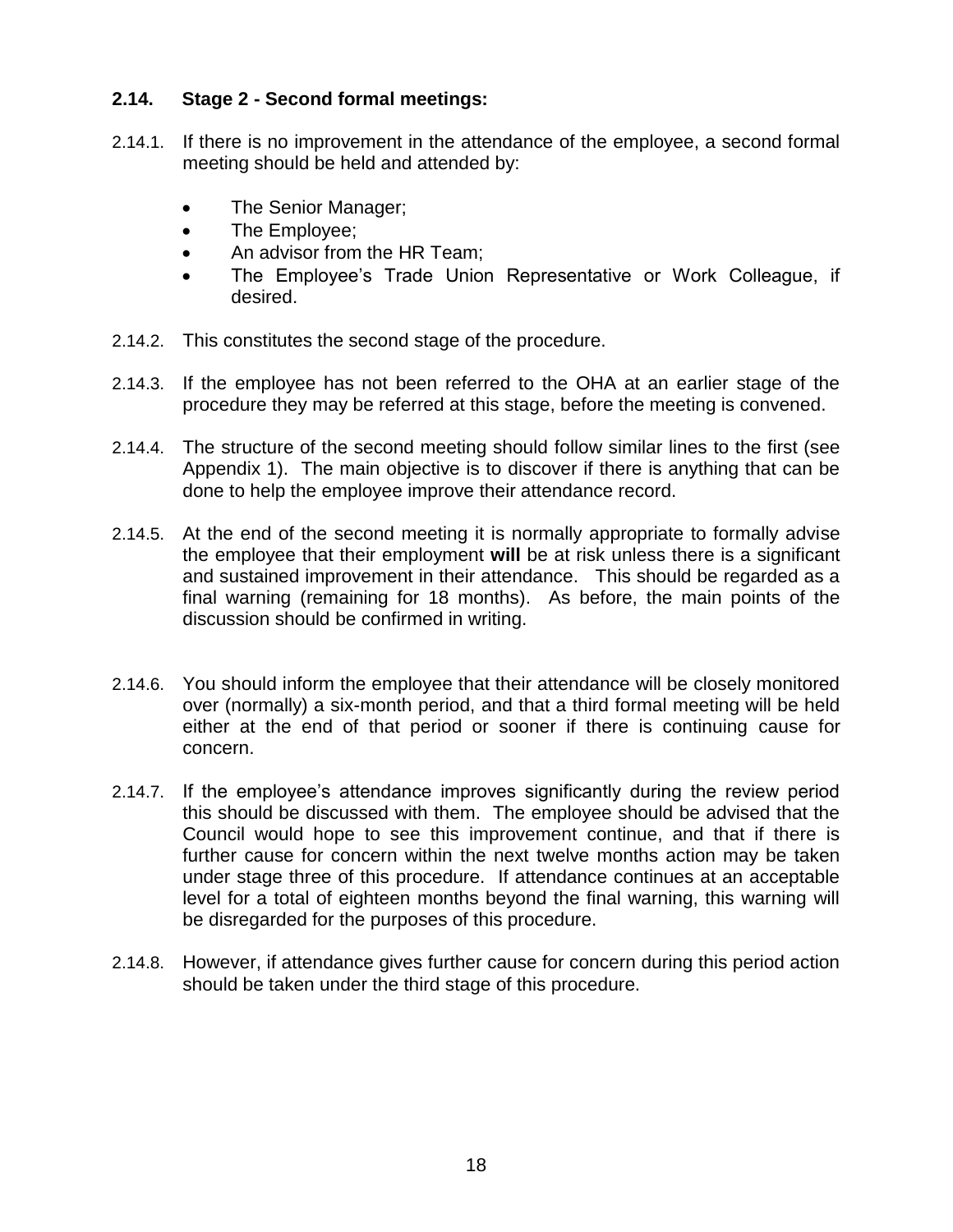### 2.14. Stage 2 - Second formal meetings:

2.14.1. If there is no improvement in the attendance of the employee, a second formal meeting should be held and attended by:

- The Senior Manager;
- The Employee;
- An advisor from the HR Team;
- The Employee's Trade Union Representative or Work Colleague, if desired.

2.14.2. This constitutes the second stage of the procedure.

2.14.3. If the employee has not been referred to the OHA at an earlier stage of the procedure they may be referred at this stage, before the meeting is convened.

2.14.4. The structure of the second meeting should follow similar lines to the first (see Appendix 1). The main objective is to discover if there is anything that can be done to help the employee improve their attendance record.

2.14.5. At the end of the second meeting it is normally appropriate to formally advise the employee that their employment **will** be at risk unless there is a significant and sustained improvement in their attendance. This should be regarded as a final warning (remaining for 18 months). As before, the main points of the discussion should be confirmed in writing.

2.14.6. You should inform the employee that their attendance will be closely monitored over (normally) a six-month period, and that a third formal meeting will be held either at the end of that period or sooner if there is continuing cause for concern.

2.14.7. If the employee's attendance improves significantly during the review period this should be discussed with them. The employee should be advised that the Council would hope to see this improvement continue, and that if there is further cause for concern within the next twelve months action may be taken under stage three of this procedure. If attendance continues at an acceptable level for a total of eighteen months beyond the final warning, this warning will be disregarded for the purposes of this procedure.

2.14.8. However, if attendance gives further cause for concern during this period action should be taken under the third stage of this procedure.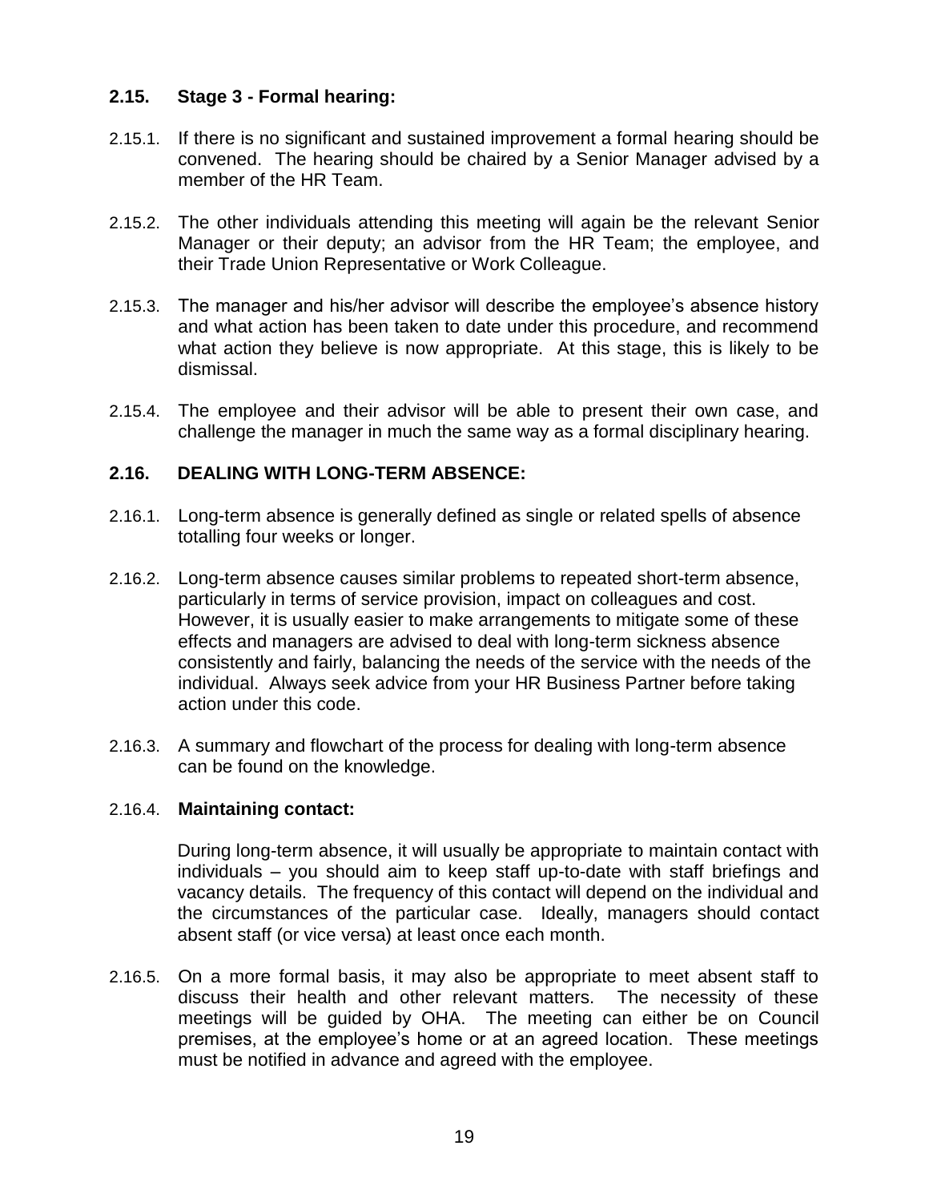### 2.15. Stage 3 - Formal hearing:

2.15.1. If there is no significant and sustained improvement a formal hearing should be convened. The hearing should be chaired by a Senior Manager advised by a member of the HR Team.

2.15.2. The other individuals attending this meeting will again be the relevant Senior Manager or their deputy; an advisor from the HR Team; the employee, and their Trade Union Representative or Work Colleague.

2.15.3. The manager and his/her advisor will describe the employee's absence history and what action has been taken to date under this procedure, and recommend what action they believe is now appropriate. At this stage, this is likely to be dismissal.

2.15.4. The employee and their advisor will be able to present their own case, and challenge the manager in much the same way as a formal disciplinary hearing.

### 2.16. DEALING WITH LONG-TERM ABSENCE:

2.16.1. Long-term absence is generally defined as single or related spells of absence totalling four weeks or longer.

2.16.2. Long-term absence causes similar problems to repeated short-term absence, particularly in terms of service provision, impact on colleagues and cost. However, it is usually easier to make arrangements to mitigate some of these effects and managers are advised to deal with long-term sickness absence consistently and fairly, balancing the needs of the service with the needs of the individual. Always seek advice from your HR Business Partner before taking action under this code.

2.16.3. A summary and flowchart of the process for dealing with long-term absence can be found on the knowledge.

2.16.4. **Maintaining contact:**

During long-term absence, it will usually be appropriate to maintain contact with individuals – you should aim to keep staff up-to-date with staff briefings and vacancy details. The frequency of this contact will depend on the individual and the circumstances of the particular case. Ideally, managers should contact absent staff (or vice versa) at least once each month.

2.16.5. On a more formal basis, it may also be appropriate to meet absent staff to discuss their health and other relevant matters. The necessity of these meetings will be guided by OHA. The meeting can either be on Council premises, at the employee's home or at an agreed location. These meetings must be notified in advance and agreed with the employee.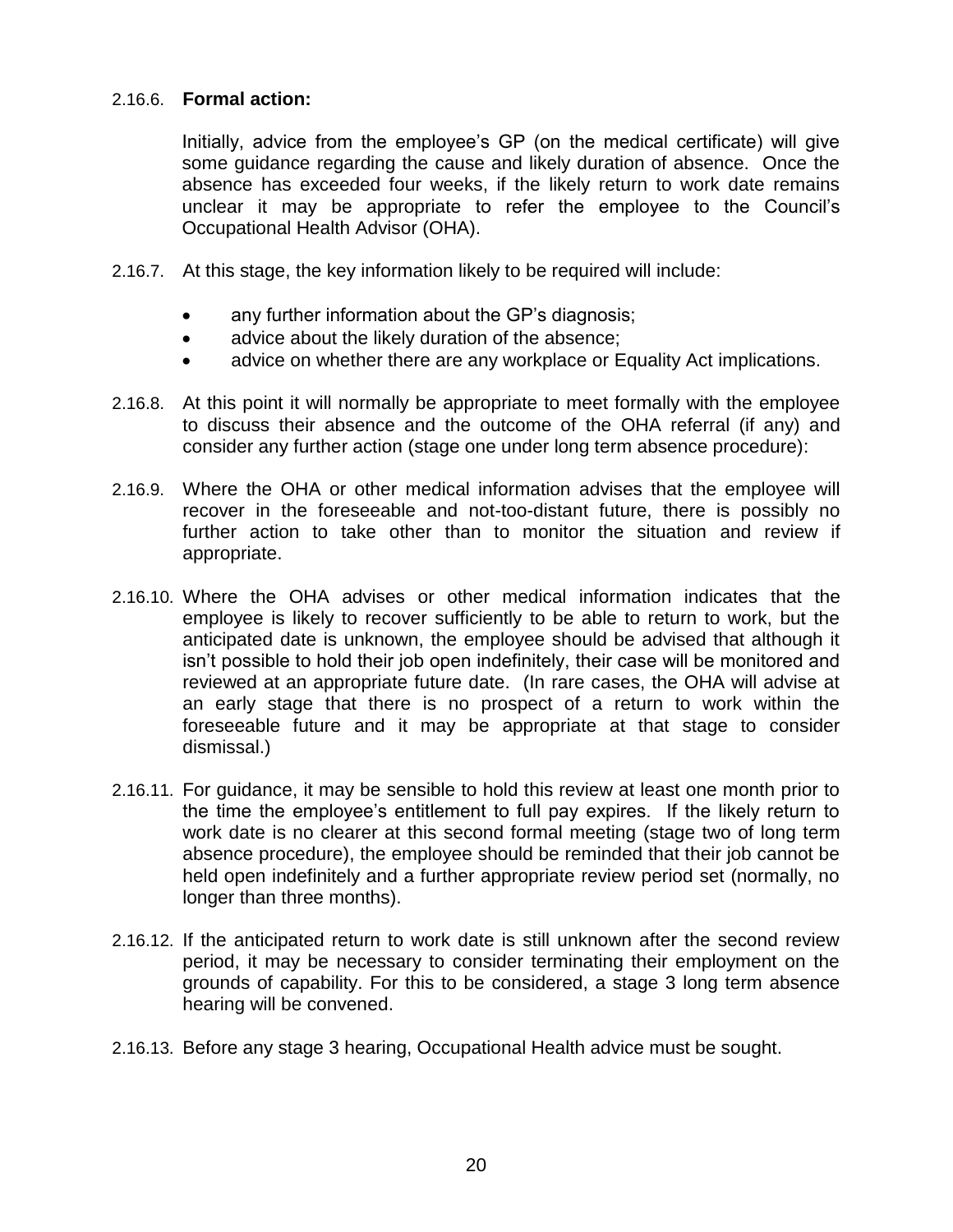2.16.6. **Formal action:**

Initially, advice from the employee's GP (on the medical certificate) will give some guidance regarding the cause and likely duration of absence. Once the absence has exceeded four weeks, if the likely return to work date remains unclear it may be appropriate to refer the employee to the Council's Occupational Health Advisor (OHA).

2.16.7. At this stage, the key information likely to be required will include:

- any further information about the GP's diagnosis;
- advice about the likely duration of the absence;
- advice on whether there are any workplace or Equality Act implications.

2.16.8. At this point it will normally be appropriate to meet formally with the employee to discuss their absence and the outcome of the OHA referral (if any) and consider any further action (stage one under long term absence procedure):

2.16.9. Where the OHA or other medical information advises that the employee will recover in the foreseeable and not-too-distant future, there is possibly no further action to take other than to monitor the situation and review if appropriate.

2.16.10. Where the OHA advises or other medical information indicates that the employee is likely to recover sufficiently to be able to return to work, but the anticipated date is unknown, the employee should be advised that although it isn't possible to hold their job open indefinitely, their case will be monitored and reviewed at an appropriate future date. (In rare cases, the OHA will advise at an early stage that there is no prospect of a return to work within the foreseeable future and it may be appropriate at that stage to consider dismissal.)

2.16.11. For guidance, it may be sensible to hold this review at least one month prior to the time the employee's entitlement to full pay expires. If the likely return to work date is no clearer at this second formal meeting (stage two of long term absence procedure), the employee should be reminded that their job cannot be held open indefinitely and a further appropriate review period set (normally, no longer than three months).

2.16.12. If the anticipated return to work date is still unknown after the second review period, it may be necessary to consider terminating their employment on the grounds of capability. For this to be considered, a stage 3 long term absence hearing will be convened.

2.16.13. Before any stage 3 hearing, Occupational Health advice must be sought.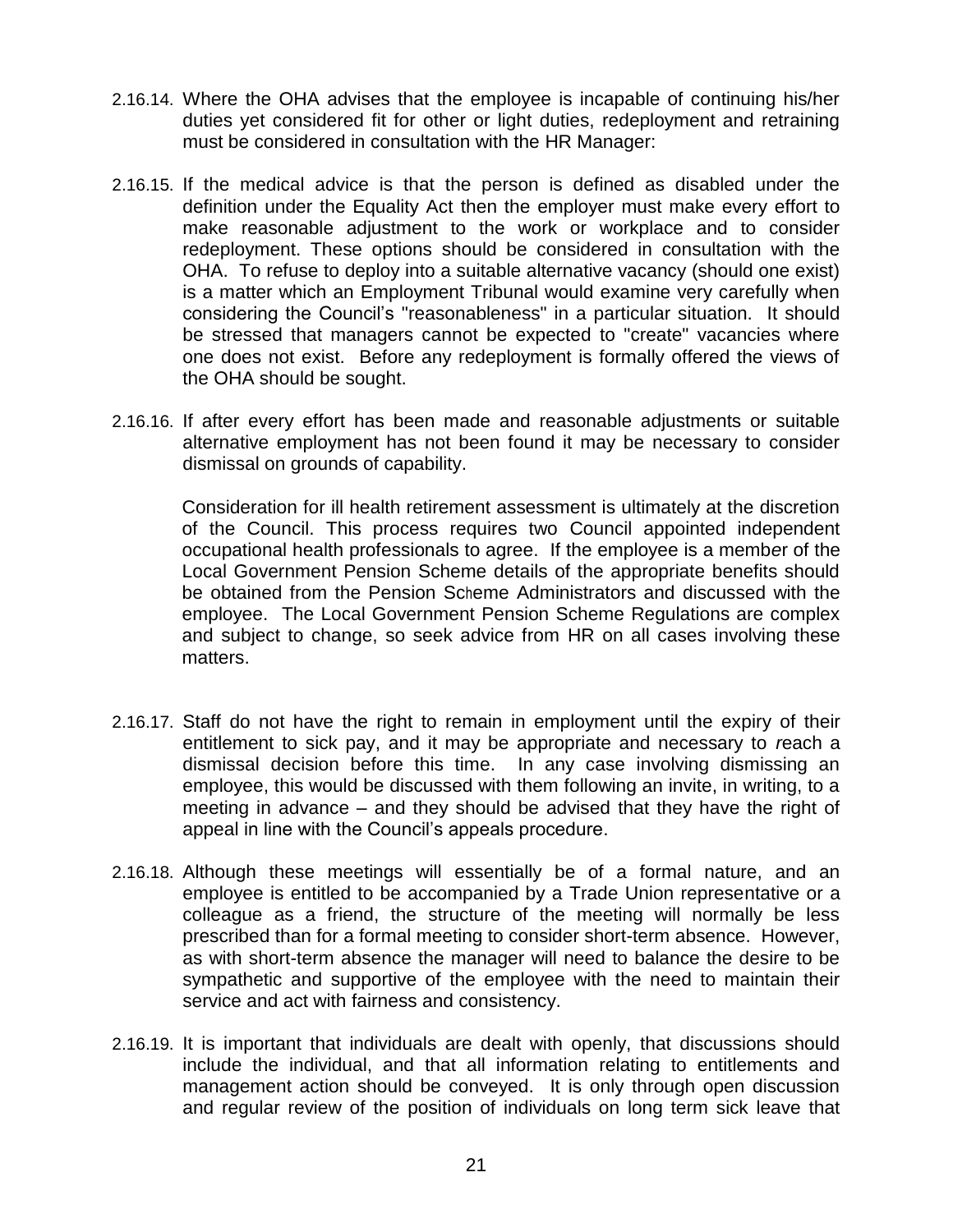2.16.14. Where the OHA advises that the employee is incapable of continuing his/her duties yet considered fit for other or light duties, redeployment and retraining must be considered in consultation with the HR Manager:

2.16.15. If the medical advice is that the person is defined as disabled under the definition under the Equality Act then the employer must make every effort to make reasonable adjustment to the work or workplace and to consider redeployment. These options should be considered in consultation with the OHA. To refuse to deploy into a suitable alternative vacancy (should one exist) is a matter which an Employment Tribunal would examine very carefully when considering the Council's "reasonableness" in a particular situation. It should be stressed that managers cannot be expected to "create" vacancies where one does not exist. Before any redeployment is formally offered the views of the OHA should be sought.

2.16.16. If after every effort has been made and reasonable adjustments or suitable alternative employment has not been found it may be necessary to consider dismissal on grounds of capability.

Consideration for ill health retirement assessment is ultimately at the discretion of the Council. This process requires two Council appointed independent occupational health professionals to agree. If the employee is a member of the Local Government Pension Scheme details of the appropriate benefits should be obtained from the Pension Scheme Administrators and discussed with the employee. The Local Government Pension Scheme Regulations are complex and subject to change, so seek advice from HR on all cases involving these matters.

2.16.17. Staff do not have the right to remain in employment until the expiry of their entitlement to sick pay, and it may be appropriate and necessary to reach a dismissal decision before this time. In any case involving dismissing an employee, this would be discussed with them following an invite, in writing, to a meeting in advance – and they should be advised that they have the right of appeal in line with the Council's appeals procedure.

2.16.18. Although these meetings will essentially be of a formal nature, and an employee is entitled to be accompanied by a Trade Union representative or a colleague as a friend, the structure of the meeting will normally be less prescribed than for a formal meeting to consider short-term absence. However, as with short-term absence the manager will need to balance the desire to be sympathetic and supportive of the employee with the need to maintain their service and act with fairness and consistency.

2.16.19. It is important that individuals are dealt with openly, that discussions should include the individual, and that all information relating to entitlements and management action should be conveyed. It is only through open discussion and regular review of the position of individuals on long term sick leave that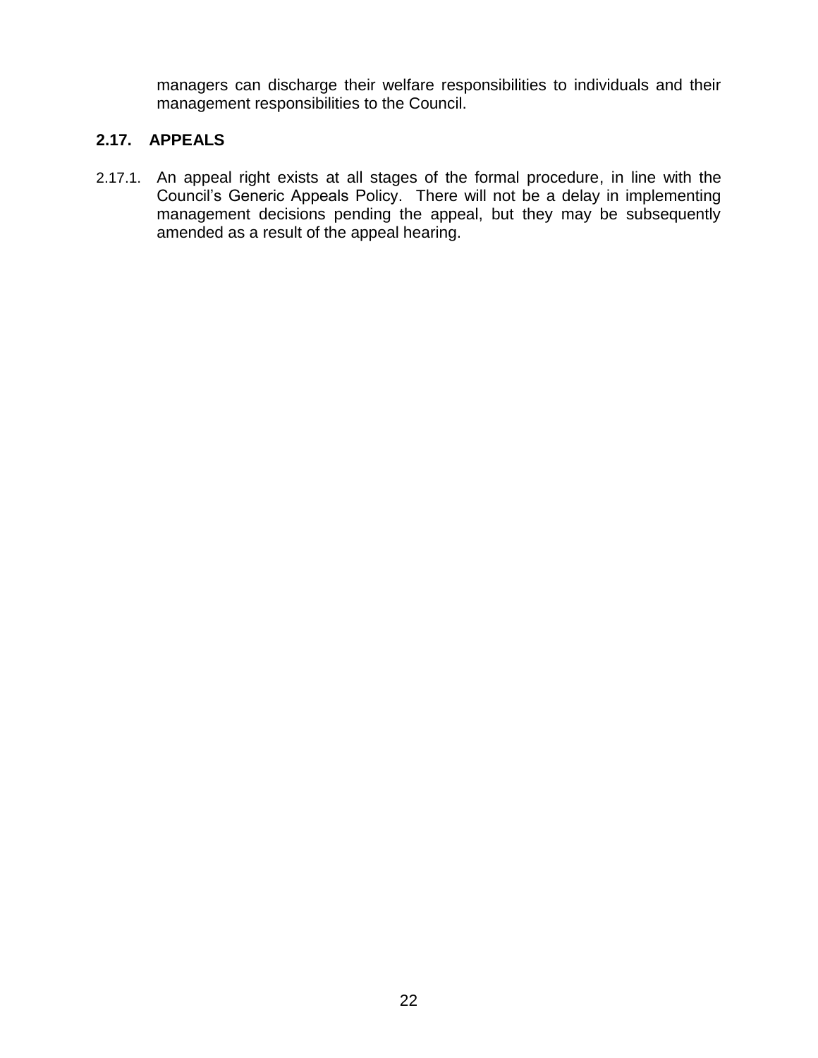managers can discharge their welfare responsibilities to individuals and their management responsibilities to the Council.

## 2.17. APPEALS

2.17.1. An appeal right exists at all stages of the formal procedure, in line with the Council's Generic Appeals Policy. There will not be a delay in implementing management decisions pending the appeal, but they may be subsequently amended as a result of the appeal hearing.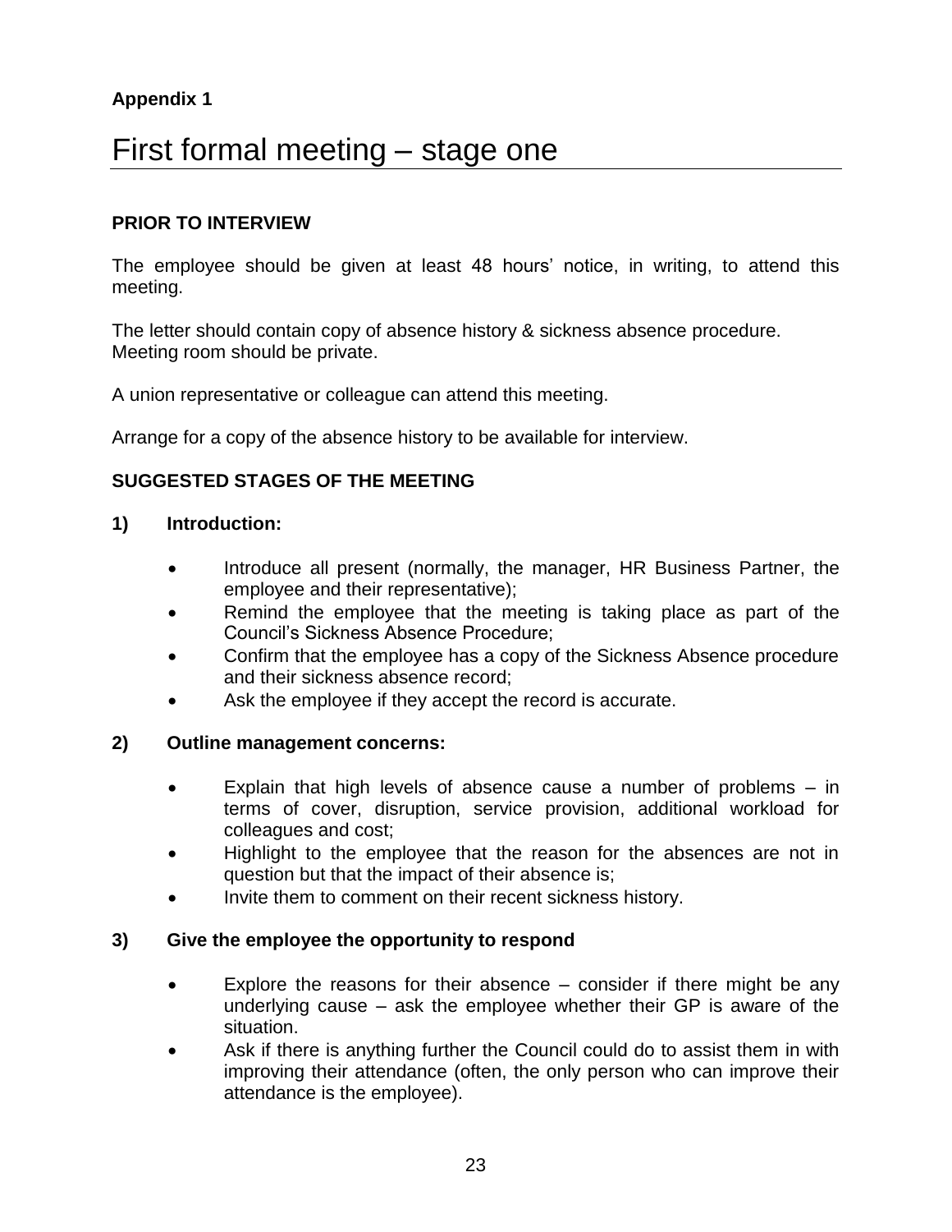**Appendix 1**

# First formal meeting – stage one

**PRIOR TO INTERVIEW**

The employee should be given at least 48 hours' notice, in writing, to attend this meeting.

The letter should contain copy of absence history & sickness absence procedure.
Meeting room should be private.

A union representative or colleague can attend this meeting.

Arrange for a copy of the absence history to be available for interview.

**SUGGESTED STAGES OF THE MEETING**

**1) Introduction:**

- Introduce all present (normally, the manager, HR Business Partner, the employee and their representative);
- Remind the employee that the meeting is taking place as part of the Council's Sickness Absence Procedure;
- Confirm that the employee has a copy of the Sickness Absence procedure and their sickness absence record;
- Ask the employee if they accept the record is accurate.

**2) Outline management concerns:**

- Explain that high levels of absence cause a number of problems – in terms of cover, disruption, service provision, additional workload for colleagues and cost;
- Highlight to the employee that the reason for the absences are not in question but that the impact of their absence is;
- Invite them to comment on their recent sickness history.

**3) Give the employee the opportunity to respond**

- Explore the reasons for their absence – consider if there might be any underlying cause – ask the employee whether their GP is aware of the situation.
- Ask if there is anything further the Council could do to assist them in with improving their attendance (often, the only person who can improve their attendance is the employee).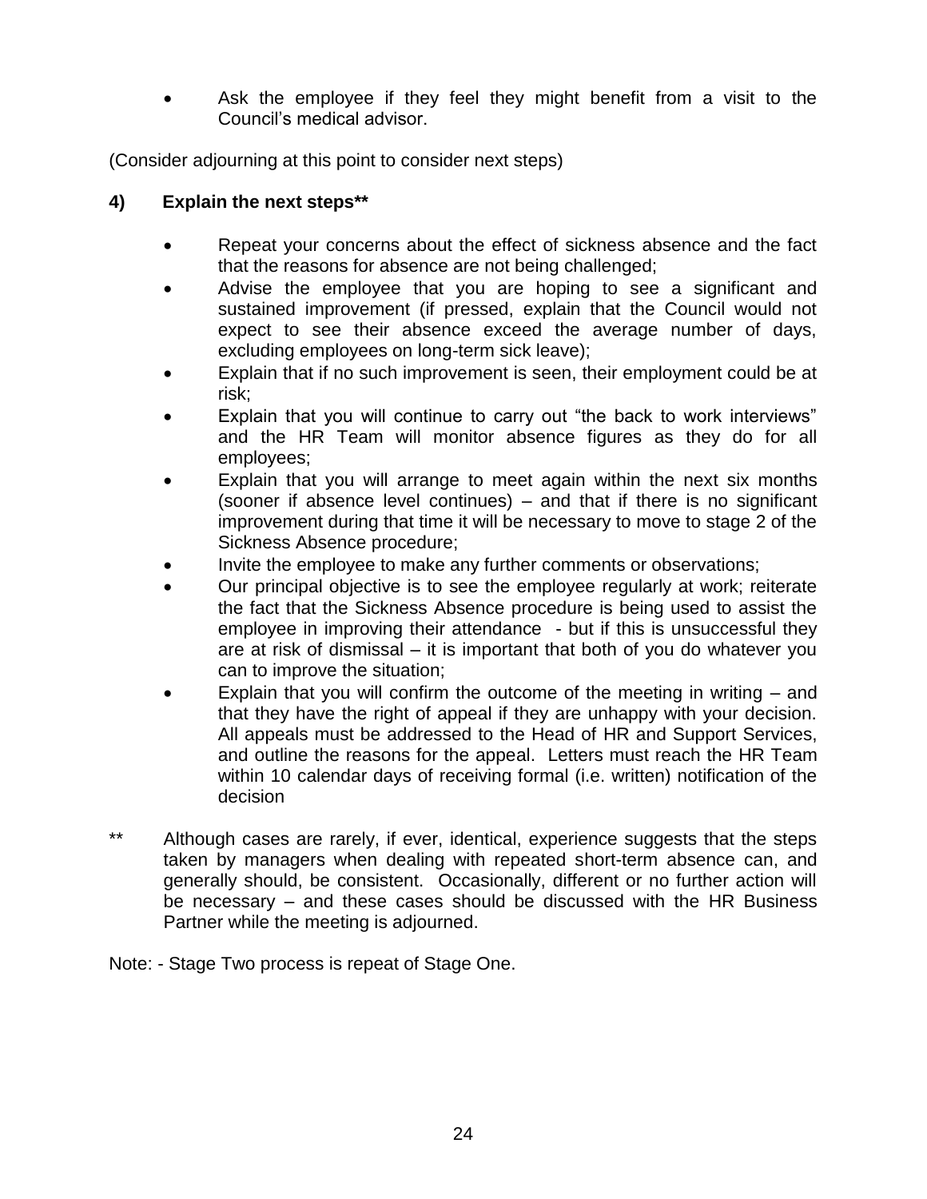- Ask the employee if they feel they might benefit from a visit to the Council's medical advisor.

(Consider adjourning at this point to consider next steps)

**4) Explain the next steps****

- Repeat your concerns about the effect of sickness absence and the fact that the reasons for absence are not being challenged;
- Advise the employee that you are hoping to see a significant and sustained improvement (if pressed, explain that the Council would not expect to see their absence exceed the average number of days, excluding employees on long-term sick leave);
- Explain that if no such improvement is seen, their employment could be at risk;
- Explain that you will continue to carry out "the back to work interviews" and the HR Team will monitor absence figures as they do for all employees;
- Explain that you will arrange to meet again within the next six months (sooner if absence level continues) – and that if there is no significant improvement during that time it will be necessary to move to stage 2 of the Sickness Absence procedure;
- Invite the employee to make any further comments or observations;
- Our principal objective is to see the employee regularly at work; reiterate the fact that the Sickness Absence procedure is being used to assist the employee in improving their attendance - but if this is unsuccessful they are at risk of dismissal – it is important that both of you do whatever you can to improve the situation;
- Explain that you will confirm the outcome of the meeting in writing – and that they have the right of appeal if they are unhappy with your decision. All appeals must be addressed to the Head of HR and Support Services, and outline the reasons for the appeal. Letters must reach the HR Team within 10 calendar days of receiving formal (i.e. written) notification of the decision

** Although cases are rarely, if ever, identical, experience suggests that the steps taken by managers when dealing with repeated short-term absence can, and generally should, be consistent. Occasionally, different or no further action will be necessary – and these cases should be discussed with the HR Business Partner while the meeting is adjourned.

Note: - Stage Two process is repeat of Stage One.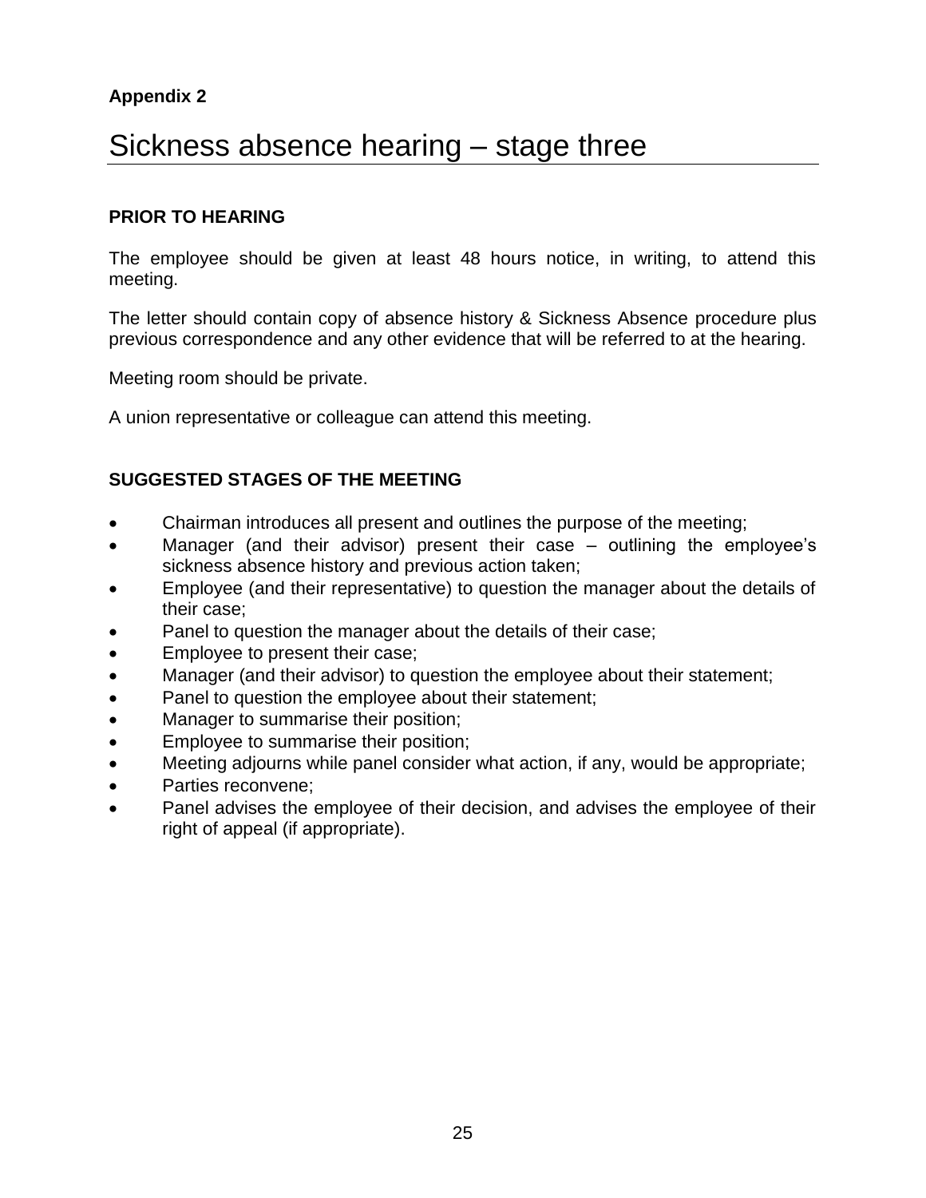**Appendix 2**

# Sickness absence hearing – stage three

**PRIOR TO HEARING**

The employee should be given at least 48 hours notice, in writing, to attend this meeting.

The letter should contain copy of absence history & Sickness Absence procedure plus previous correspondence and any other evidence that will be referred to at the hearing.

Meeting room should be private.

A union representative or colleague can attend this meeting.

**SUGGESTED STAGES OF THE MEETING**

- Chairman introduces all present and outlines the purpose of the meeting;
- Manager (and their advisor) present their case – outlining the employee's sickness absence history and previous action taken;
- Employee (and their representative) to question the manager about the details of their case;
- Panel to question the manager about the details of their case;
- Employee to present their case;
- Manager (and their advisor) to question the employee about their statement;
- Panel to question the employee about their statement;
- Manager to summarise their position;
- Employee to summarise their position;
- Meeting adjourns while panel consider what action, if any, would be appropriate;
- Parties reconvene;
- Panel advises the employee of their decision, and advises the employee of their right of appeal (if appropriate).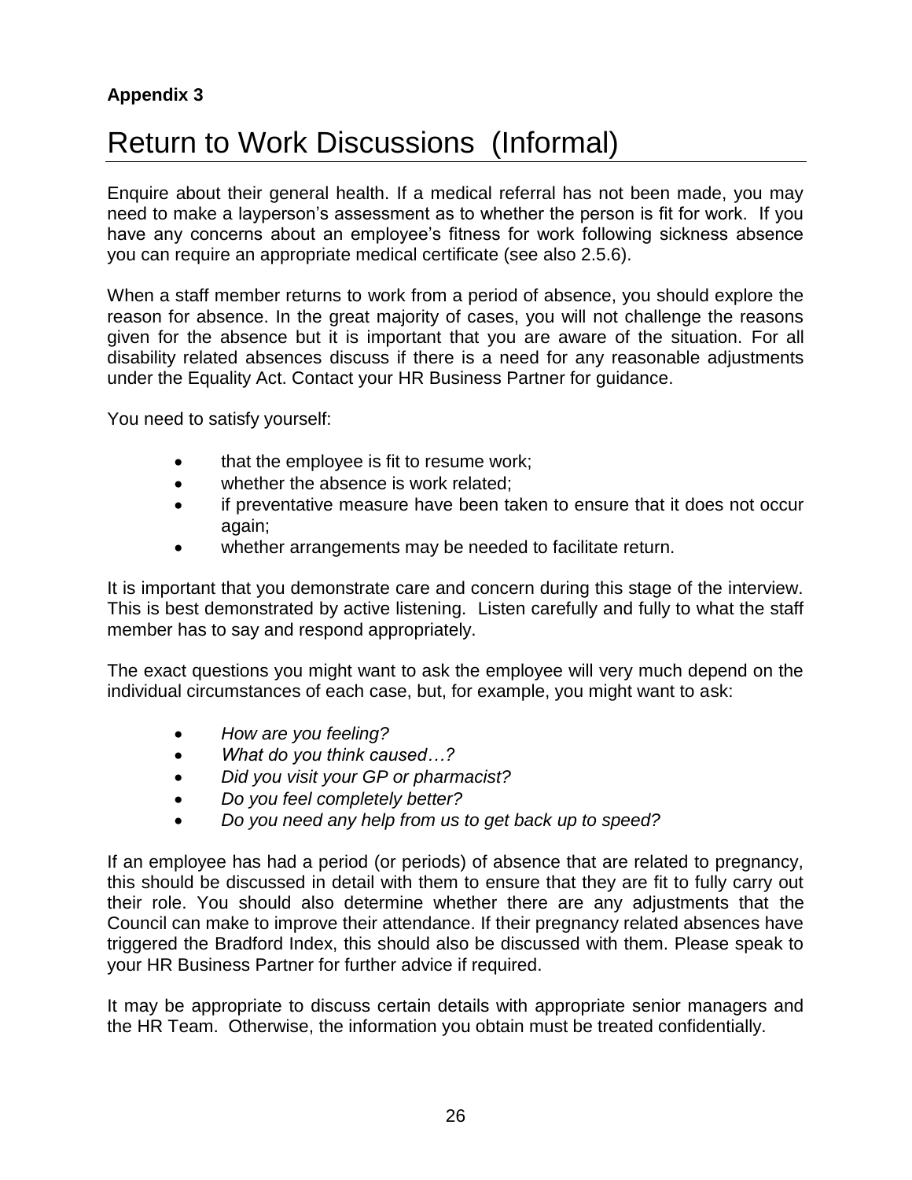**Appendix 3**

# Return to Work Discussions (Informal)

Enquire about their general health. If a medical referral has not been made, you may need to make a layperson's assessment as to whether the person is fit for work. If you have any concerns about an employee's fitness for work following sickness absence you can require an appropriate medical certificate (see also 2.5.6).

When a staff member returns to work from a period of absence, you should explore the reason for absence. In the great majority of cases, you will not challenge the reasons given for the absence but it is important that you are aware of the situation. For all disability related absences discuss if there is a need for any reasonable adjustments under the Equality Act. Contact your HR Business Partner for guidance.

You need to satisfy yourself:

- that the employee is fit to resume work;
- whether the absence is work related;
- if preventative measure have been taken to ensure that it does not occur again;
- whether arrangements may be needed to facilitate return.

It is important that you demonstrate care and concern during this stage of the interview. This is best demonstrated by active listening. Listen carefully and fully to what the staff member has to say and respond appropriately.

The exact questions you might want to ask the employee will very much depend on the individual circumstances of each case, but, for example, you might want to ask:

- *How are you feeling?*
- *What do you think caused…?*
- *Did you visit your GP or pharmacist?*
- *Do you feel completely better?*
- *Do you need any help from us to get back up to speed?*

If an employee has had a period (or periods) of absence that are related to pregnancy, this should be discussed in detail with them to ensure that they are fit to fully carry out their role. You should also determine whether there are any adjustments that the Council can make to improve their attendance. If their pregnancy related absences have triggered the Bradford Index, this should also be discussed with them. Please speak to your HR Business Partner for further advice if required.

It may be appropriate to discuss certain details with appropriate senior managers and the HR Team. Otherwise, the information you obtain must be treated confidentially.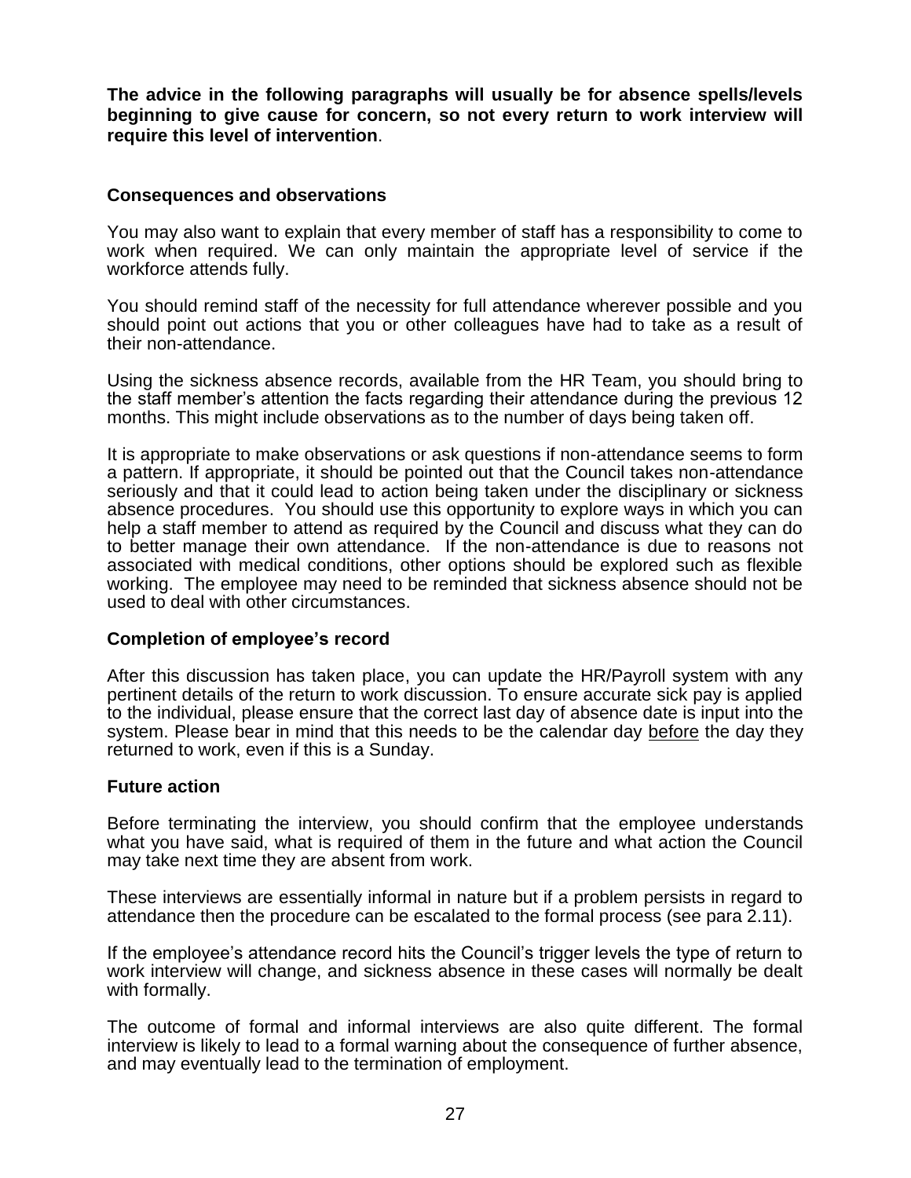**The advice in the following paragraphs will usually be for absence spells/levels beginning to give cause for concern, so not every return to work interview will require this level of intervention**.

### Consequences and observations

You may also want to explain that every member of staff has a responsibility to come to work when required. We can only maintain the appropriate level of service if the workforce attends fully.

You should remind staff of the necessity for full attendance wherever possible and you should point out actions that you or other colleagues have had to take as a result of their non-attendance.

Using the sickness absence records, available from the HR Team, you should bring to the staff member's attention the facts regarding their attendance during the previous 12 months. This might include observations as to the number of days being taken off.

It is appropriate to make observations or ask questions if non-attendance seems to form a pattern. If appropriate, it should be pointed out that the Council takes non-attendance seriously and that it could lead to action being taken under the disciplinary or sickness absence procedures. You should use this opportunity to explore ways in which you can help a staff member to attend as required by the Council and discuss what they can do to better manage their own attendance. If the non-attendance is due to reasons not associated with medical conditions, other options should be explored such as flexible working. The employee may need to be reminded that sickness absence should not be used to deal with other circumstances.

### Completion of employee's record

After this discussion has taken place, you can update the HR/Payroll system with any pertinent details of the return to work discussion. To ensure accurate sick pay is applied to the individual, please ensure that the correct last day of absence date is input into the system. Please bear in mind that this needs to be the calendar day <u>before</u> the day they returned to work, even if this is a Sunday.

### Future action

Before terminating the interview, you should confirm that the employee understands what you have said, what is required of them in the future and what action the Council may take next time they are absent from work.

These interviews are essentially informal in nature but if a problem persists in regard to attendance then the procedure can be escalated to the formal process (see para 2.11).

If the employee's attendance record hits the Council's trigger levels the type of return to work interview will change, and sickness absence in these cases will normally be dealt with formally.

The outcome of formal and informal interviews are also quite different. The formal interview is likely to lead to a formal warning about the consequence of further absence, and may eventually lead to the termination of employment.